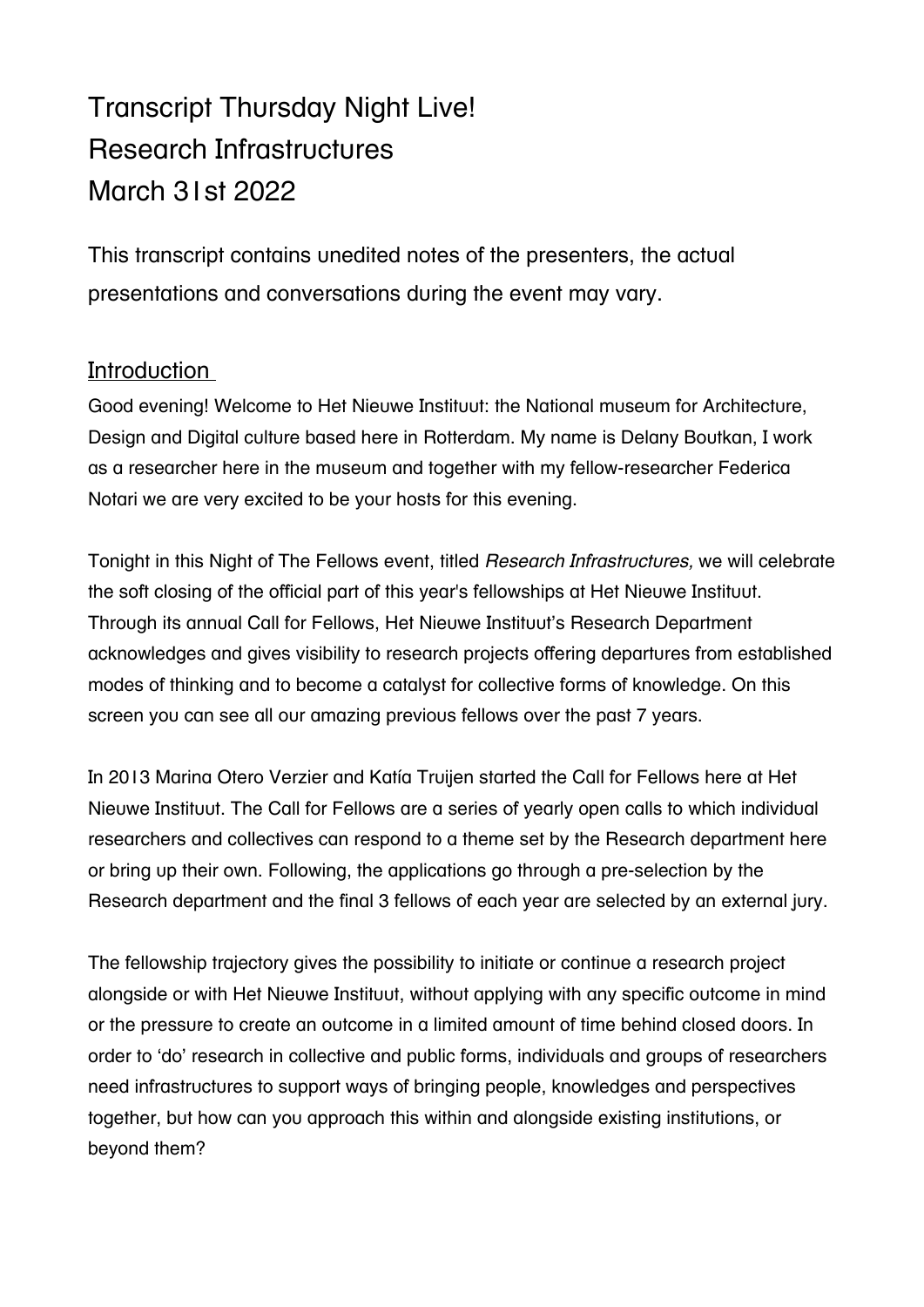# Transcript Thursday Night Live!
# Research Infrastructures
# March 31st 2022

This transcript contains unedited notes of the presenters, the actual presentations and conversations during the event may vary.

## Introduction

Good evening! Welcome to Het Nieuwe Instituut: the National museum for Architecture, Design and Digital culture based here in Rotterdam. My name is Delany Boutkan, I work as a researcher here in the museum and together with my fellow-researcher Federica Notari we are very excited to be your hosts for this evening.

Tonight in this Night of The Fellows event, titled *Research Infrastructures,* we will celebrate the soft closing of the official part of this year's fellowships at Het Nieuwe Instituut. Through its annual Call for Fellows, Het Nieuwe Instituut's Research Department acknowledges and gives visibility to research projects offering departures from established modes of thinking and to become a catalyst for collective forms of knowledge. On this screen you can see all our amazing previous fellows over the past 7 years.

In 2013 Marina Otero Verzier and Katía Truijen started the Call for Fellows here at Het Nieuwe Instituut. The Call for Fellows are a series of yearly open calls to which individual researchers and collectives can respond to a theme set by the Research department here or bring up their own. Following, the applications go through a pre-selection by the Research department and the final 3 fellows of each year are selected by an external jury.

The fellowship trajectory gives the possibility to initiate or continue a research project alongside or with Het Nieuwe Instituut, without applying with any specific outcome in mind or the pressure to create an outcome in a limited amount of time behind closed doors. In order to 'do' research in collective and public forms, individuals and groups of researchers need infrastructures to support ways of bringing people, knowledges and perspectives together, but how can you approach this within and alongside existing institutions, or beyond them?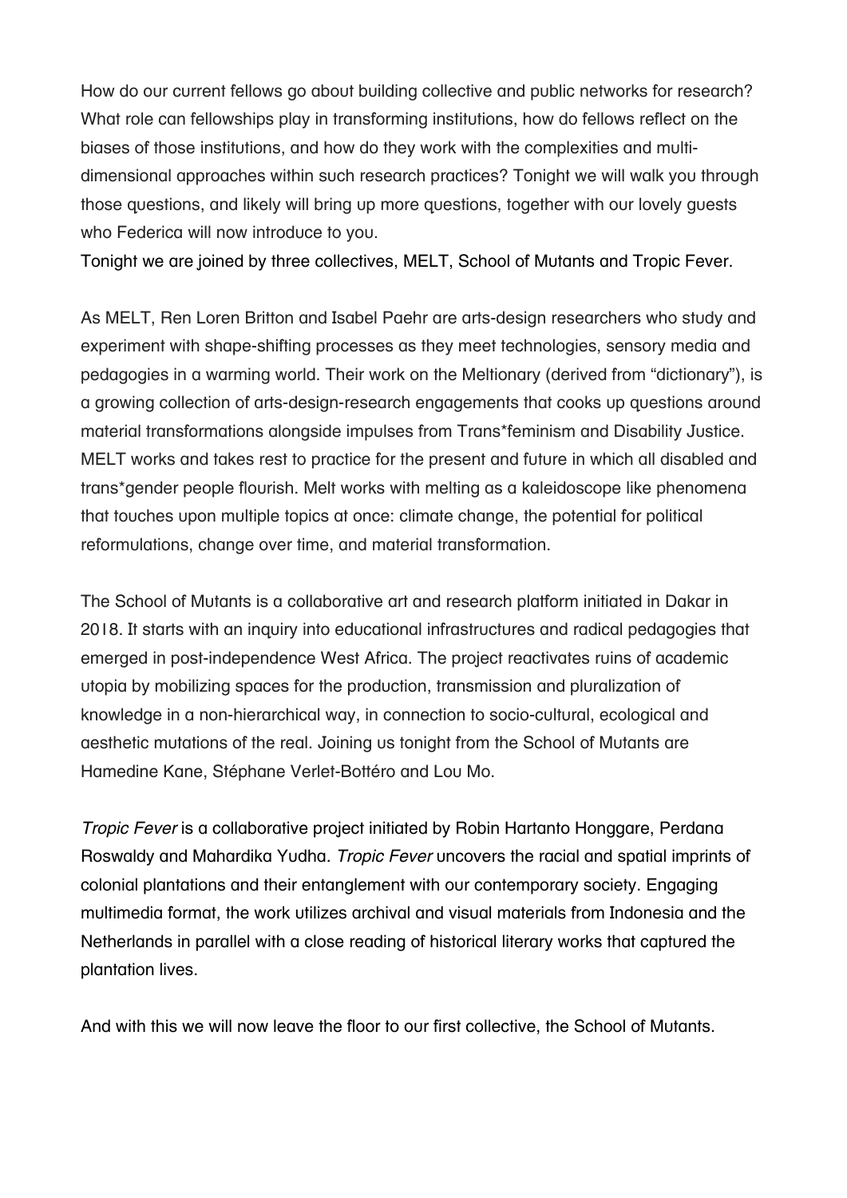How do our current fellows go about building collective and public networks for research? What role can fellowships play in transforming institutions, how do fellows reflect on the biases of those institutions, and how do they work with the complexities and multi-dimensional approaches within such research practices? Tonight we will walk you through those questions, and likely will bring up more questions, together with our lovely guests who Federica will now introduce to you.
Tonight we are joined by three collectives, MELT, School of Mutants and Tropic Fever.

As MELT, Ren Loren Britton and Isabel Paehr are arts-design researchers who study and experiment with shape-shifting processes as they meet technologies, sensory media and pedagogies in a warming world. Their work on the Meltionary (derived from "dictionary"), is a growing collection of arts-design-research engagements that cooks up questions around material transformations alongside impulses from Trans*feminism and Disability Justice. MELT works and takes rest to practice for the present and future in which all disabled and trans*gender people flourish. Melt works with melting as a kaleidoscope like phenomena that touches upon multiple topics at once: climate change, the potential for political reformulations, change over time, and material transformation.

The School of Mutants is a collaborative art and research platform initiated in Dakar in 2018. It starts with an inquiry into educational infrastructures and radical pedagogies that emerged in post-independence West Africa. The project reactivates ruins of academic utopia by mobilizing spaces for the production, transmission and pluralization of knowledge in a non-hierarchical way, in connection to socio-cultural, ecological and aesthetic mutations of the real. Joining us tonight from the School of Mutants are Hamedine Kane, Stéphane Verlet-Bottéro and Lou Mo.

*Tropic Fever* is a collaborative project initiated by Robin Hartanto Honggare, Perdana Roswaldy and Mahardika Yudha. *Tropic Fever* uncovers the racial and spatial imprints of colonial plantations and their entanglement with our contemporary society. Engaging multimedia format, the work utilizes archival and visual materials from Indonesia and the Netherlands in parallel with a close reading of historical literary works that captured the plantation lives.

And with this we will now leave the floor to our first collective, the School of Mutants.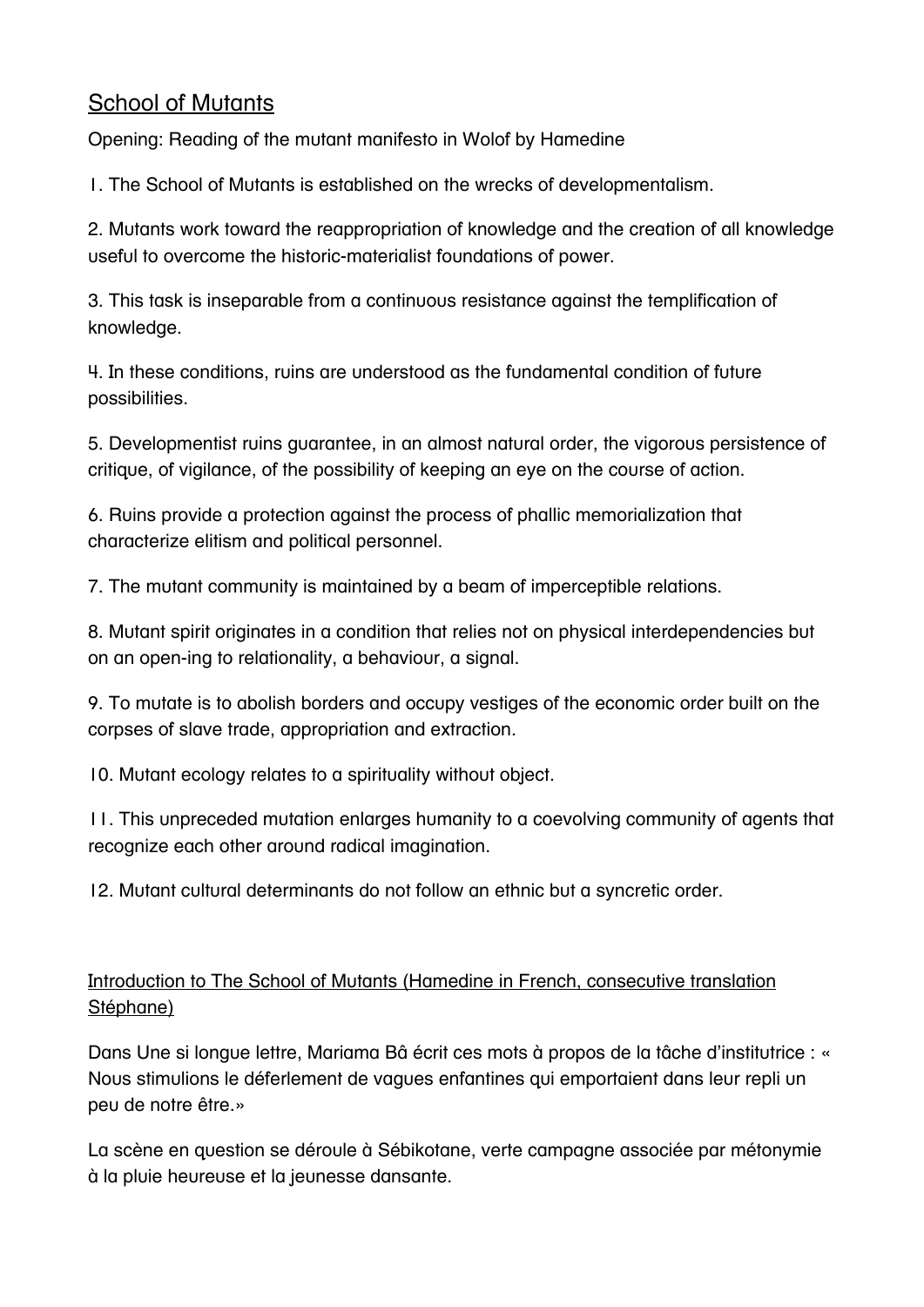# School of Mutants

Opening: Reading of the mutant manifesto in Wolof by Hamedine

1. The School of Mutants is established on the wrecks of developmentalism.

2. Mutants work toward the reappropriation of knowledge and the creation of all knowledge useful to overcome the historic-materialist foundations of power.

3. This task is inseparable from a continuous resistance against the templification of knowledge.

4. In these conditions, ruins are understood as the fundamental condition of future possibilities.

5. Developmentist ruins guarantee, in an almost natural order, the vigorous persistence of critique, of vigilance, of the possibility of keeping an eye on the course of action.

6. Ruins provide a protection against the process of phallic memorialization that characterize elitism and political personnel.

7. The mutant community is maintained by a beam of imperceptible relations.

8. Mutant spirit originates in a condition that relies not on physical interdependencies but on an open-ing to relationality, a behaviour, a signal.

9. To mutate is to abolish borders and occupy vestiges of the economic order built on the corpses of slave trade, appropriation and extraction.

10. Mutant ecology relates to a spirituality without object.

11. This unpreceded mutation enlarges humanity to a coevolving community of agents that recognize each other around radical imagination.

12. Mutant cultural determinants do not follow an ethnic but a syncretic order.

## Introduction to The School of Mutants (Hamedine in French, consecutive translation Stéphane)

Dans Une si longue lettre, Mariama Bâ écrit ces mots à propos de la tâche d'institutrice : « Nous stimulions le déferlement de vagues enfantines qui emportaient dans leur repli un peu de notre être.»

La scène en question se déroule à Sébikotane, verte campagne associée par métonymie à la pluie heureuse et la jeunesse dansante.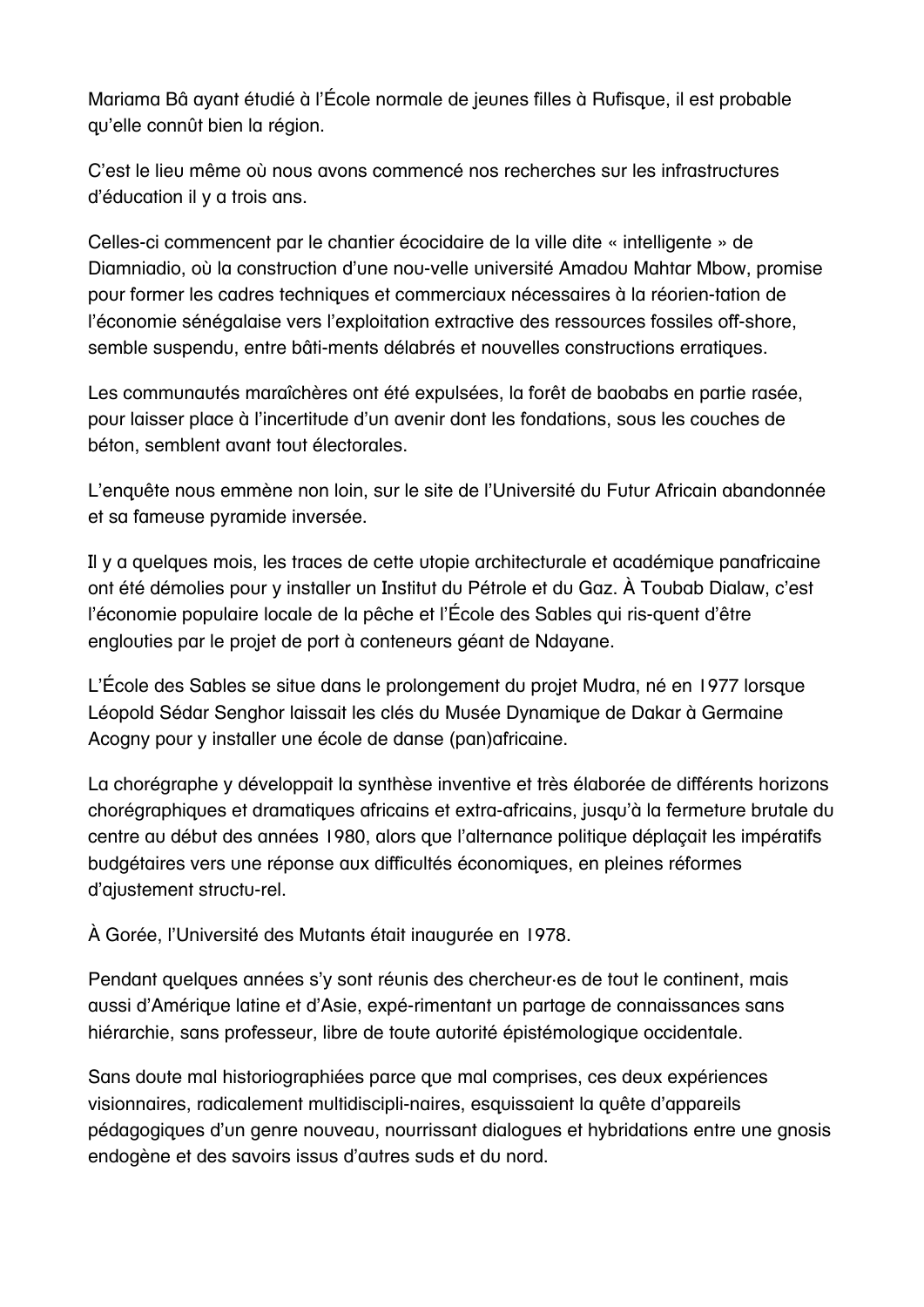Mariama Bâ ayant étudié à l'École normale de jeunes filles à Rufisque, il est probable qu'elle connût bien la région.

C'est le lieu même où nous avons commencé nos recherches sur les infrastructures d'éducation il y a trois ans.

Celles-ci commencent par le chantier écocidaire de la ville dite « intelligente » de Diamniadio, où la construction d'une nou-velle université Amadou Mahtar Mbow, promise pour former les cadres techniques et commerciaux nécessaires à la réorien-tation de l'économie sénégalaise vers l'exploitation extractive des ressources fossiles off-shore, semble suspendu, entre bâti-ments délabrés et nouvelles constructions erratiques.

Les communautés maraîchères ont été expulsées, la forêt de baobabs en partie rasée, pour laisser place à l'incertitude d'un avenir dont les fondations, sous les couches de béton, semblent avant tout électorales.

L'enquête nous emmène non loin, sur le site de l'Université du Futur Africain abandonnée et sa fameuse pyramide inversée.

Il y a quelques mois, les traces de cette utopie architecturale et académique panafricaine ont été démolies pour y installer un Institut du Pétrole et du Gaz. À Toubab Dialaw, c'est l'économie populaire locale de la pêche et l'École des Sables qui ris-quent d'être englouties par le projet de port à conteneurs géant de Ndayane.

L'École des Sables se situe dans le prolongement du projet Mudra, né en 1977 lorsque Léopold Sédar Senghor laissait les clés du Musée Dynamique de Dakar à Germaine Acogny pour y installer une école de danse (pan)africaine.

La chorégraphe y développait la synthèse inventive et très élaborée de différents horizons chorégraphiques et dramatiques africains et extra-africains, jusqu'à la fermeture brutale du centre au début des années 1980, alors que l'alternance politique déplaçait les impératifs budgétaires vers une réponse aux difficultés économiques, en pleines réformes d'ajustement structu-rel.

À Gorée, l'Université des Mutants était inaugurée en 1978.

Pendant quelques années s'y sont réunis des chercheur·es de tout le continent, mais aussi d'Amérique latine et d'Asie, expé-rimentant un partage de connaissances sans hiérarchie, sans professeur, libre de toute autorité épistémologique occidentale.

Sans doute mal historiographiées parce que mal comprises, ces deux expériences visionnaires, radicalement multidiscipli-naires, esquissaient la quête d'appareils pédagogiques d'un genre nouveau, nourrissant dialogues et hybridations entre une gnosis endogène et des savoirs issus d'autres suds et du nord.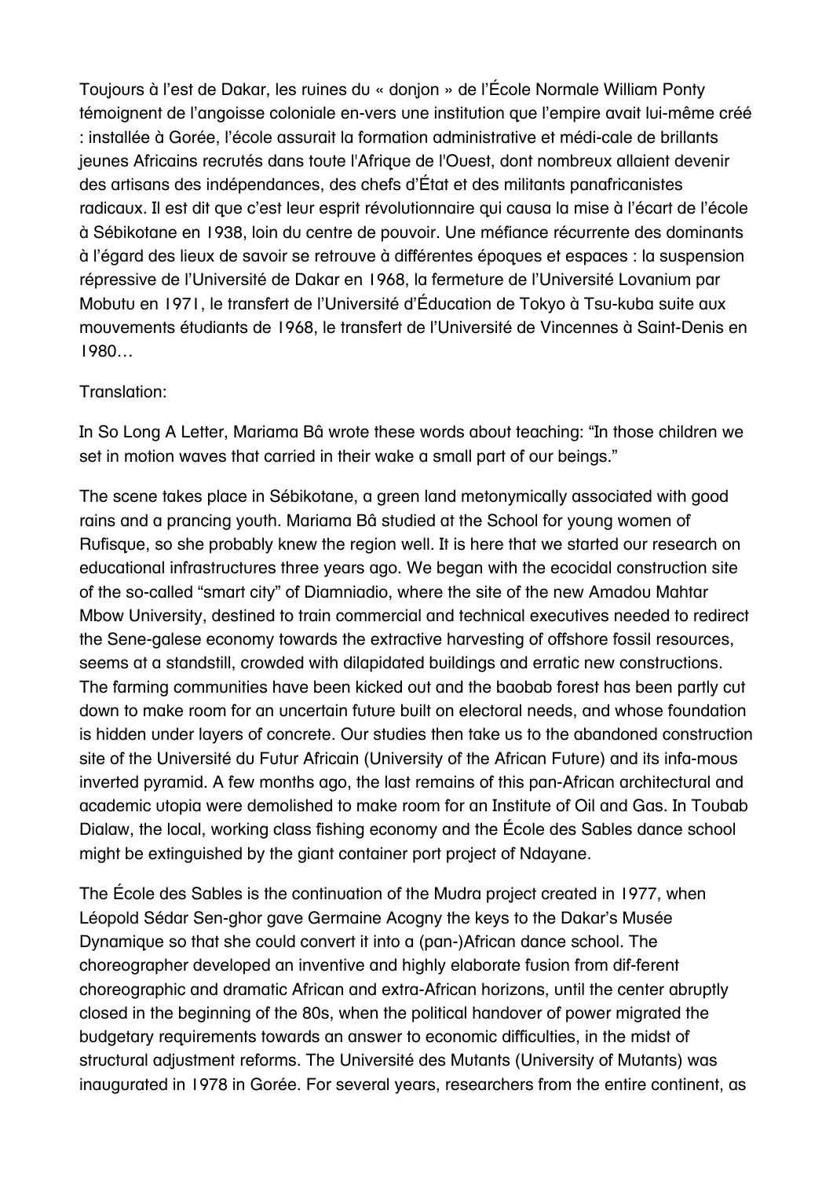Toujours à l'est de Dakar, les ruines du « donjon » de l'École Normale William Ponty témoignent de l'angoisse coloniale en-vers une institution que l'empire avait lui-même créé : installée à Gorée, l'école assurait la formation administrative et médi-cale de brillants jeunes Africains recrutés dans toute l'Afrique de l'Ouest, dont nombreux allaient devenir des artisans des indépendances, des chefs d'État et des militants panafricanistes radicaux. Il est dit que c'est leur esprit révolutionnaire qui causa la mise à l'écart de l'école à Sébikotane en 1938, loin du centre de pouvoir. Une méfiance récurrente des dominants à l'égard des lieux de savoir se retrouve à différentes époques et espaces : la suspension répressive de l'Université de Dakar en 1968, la fermeture de l'Université Lovanium par Mobutu en 1971, le transfert de l'Université d'Éducation de Tokyo à Tsu-kuba suite aux mouvements étudiants de 1968, le transfert de l'Université de Vincennes à Saint-Denis en 1980…

Translation:

In So Long A Letter, Mariama Bâ wrote these words about teaching: "In those children we set in motion waves that carried in their wake a small part of our beings."

The scene takes place in Sébikotane, a green land metonymically associated with good rains and a prancing youth. Mariama Bâ studied at the School for young women of Rufisque, so she probably knew the region well. It is here that we started our research on educational infrastructures three years ago. We began with the ecocidal construction site of the so-called "smart city" of Diamniadio, where the site of the new Amadou Mahtar Mbow University, destined to train commercial and technical executives needed to redirect the Sene-galese economy towards the extractive harvesting of offshore fossil resources, seems at a standstill, crowded with dilapidated buildings and erratic new constructions. The farming communities have been kicked out and the baobab forest has been partly cut down to make room for an uncertain future built on electoral needs, and whose foundation is hidden under layers of concrete. Our studies then take us to the abandoned construction site of the Université du Futur Africain (University of the African Future) and its infa-mous inverted pyramid. A few months ago, the last remains of this pan-African architectural and academic utopia were demolished to make room for an Institute of Oil and Gas. In Toubab Dialaw, the local, working class fishing economy and the École des Sables dance school might be extinguished by the giant container port project of Ndayane.

The École des Sables is the continuation of the Mudra project created in 1977, when Léopold Sédar Sen-ghor gave Germaine Acogny the keys to the Dakar's Musée Dynamique so that she could convert it into a (pan-)African dance school. The choreographer developed an inventive and highly elaborate fusion from dif-ferent choreographic and dramatic African and extra-African horizons, until the center abruptly closed in the beginning of the 80s, when the political handover of power migrated the budgetary requirements towards an answer to economic difficulties, in the midst of structural adjustment reforms. The Université des Mutants (University of Mutants) was inaugurated in 1978 in Gorée. For several years, researchers from the entire continent, as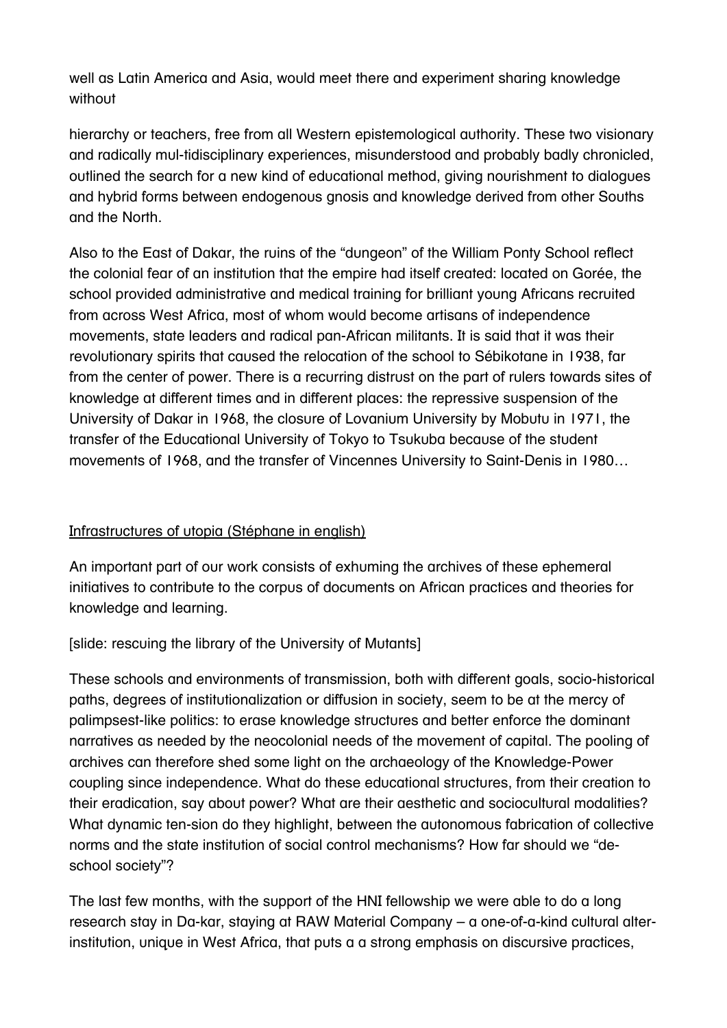well as Latin America and Asia, would meet there and experiment sharing knowledge without

hierarchy or teachers, free from all Western epistemological authority. These two visionary and radically mul-tidisciplinary experiences, misunderstood and probably badly chronicled, outlined the search for a new kind of educational method, giving nourishment to dialogues and hybrid forms between endogenous gnosis and knowledge derived from other Souths and the North.

Also to the East of Dakar, the ruins of the "dungeon" of the William Ponty School reflect the colonial fear of an institution that the empire had itself created: located on Gorée, the school provided administrative and medical training for brilliant young Africans recruited from across West Africa, most of whom would become artisans of independence movements, state leaders and radical pan-African militants. It is said that it was their revolutionary spirits that caused the relocation of the school to Sébikotane in 1938, far from the center of power. There is a recurring distrust on the part of rulers towards sites of knowledge at different times and in different places: the repressive suspension of the University of Dakar in 1968, the closure of Lovanium University by Mobutu in 1971, the transfer of the Educational University of Tokyo to Tsukuba because of the student movements of 1968, and the transfer of Vincennes University to Saint-Denis in 1980…

<u>Infrastructures of utopia (Stéphane in english)</u>

An important part of our work consists of exhuming the archives of these ephemeral initiatives to contribute to the corpus of documents on African practices and theories for knowledge and learning.

[slide: rescuing the library of the University of Mutants]

These schools and environments of transmission, both with different goals, socio-historical paths, degrees of institutionalization or diffusion in society, seem to be at the mercy of palimpsest-like politics: to erase knowledge structures and better enforce the dominant narratives as needed by the neocolonial needs of the movement of capital. The pooling of archives can therefore shed some light on the archaeology of the Knowledge-Power coupling since independence. What do these educational structures, from their creation to their eradication, say about power? What are their aesthetic and sociocultural modalities? What dynamic ten-sion do they highlight, between the autonomous fabrication of collective norms and the state institution of social control mechanisms? How far should we "de-school society"?

The last few months, with the support of the HNI fellowship we were able to do a long research stay in Da-kar, staying at RAW Material Company – a one-of-a-kind cultural alter-institution, unique in West Africa, that puts a a strong emphasis on discursive practices,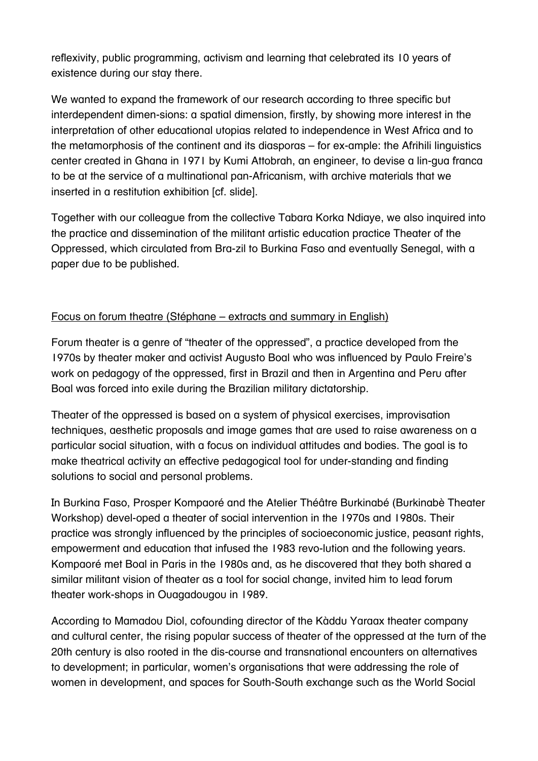reflexivity, public programming, activism and learning that celebrated its 10 years of existence during our stay there.

We wanted to expand the framework of our research according to three specific but interdependent dimen-sions: a spatial dimension, firstly, by showing more interest in the interpretation of other educational utopias related to independence in West Africa and to the metamorphosis of the continent and its diasporas – for ex-ample: the Afrihili linguistics center created in Ghana in 1971 by Kumi Attobrah, an engineer, to devise a lin-gua franca to be at the service of a multinational pan-Africanism, with archive materials that we inserted in a restitution exhibition [cf. slide].

Together with our colleague from the collective Tabara Korka Ndiaye, we also inquired into the practice and dissemination of the militant artistic education practice Theater of the Oppressed, which circulated from Bra-zil to Burkina Faso and eventually Senegal, with a paper due to be published.

<u>Focus on forum theatre (Stéphane – extracts and summary in English)</u>

Forum theater is a genre of "theater of the oppressed", a practice developed from the 1970s by theater maker and activist Augusto Boal who was influenced by Paulo Freire's work on pedagogy of the oppressed, first in Brazil and then in Argentina and Peru after Boal was forced into exile during the Brazilian military dictatorship.

Theater of the oppressed is based on a system of physical exercises, improvisation techniques, aesthetic proposals and image games that are used to raise awareness on a particular social situation, with a focus on individual attitudes and bodies. The goal is to make theatrical activity an effective pedagogical tool for under-standing and finding solutions to social and personal problems.

In Burkina Faso, Prosper Kompaoré and the Atelier Théâtre Burkinabé (Burkinabè Theater Workshop) devel-oped a theater of social intervention in the 1970s and 1980s. Their practice was strongly influenced by the principles of socioeconomic justice, peasant rights, empowerment and education that infused the 1983 revo-lution and the following years. Kompaoré met Boal in Paris in the 1980s and, as he discovered that they both shared a similar militant vision of theater as a tool for social change, invited him to lead forum theater work-shops in Ouagadougou in 1989.

According to Mamadou Diol, cofounding director of the Kàddu Yaraax theater company and cultural center, the rising popular success of theater of the oppressed at the turn of the 20th century is also rooted in the dis-course and transnational encounters on alternatives to development; in particular, women's organisations that were addressing the role of women in development, and spaces for South-South exchange such as the World Social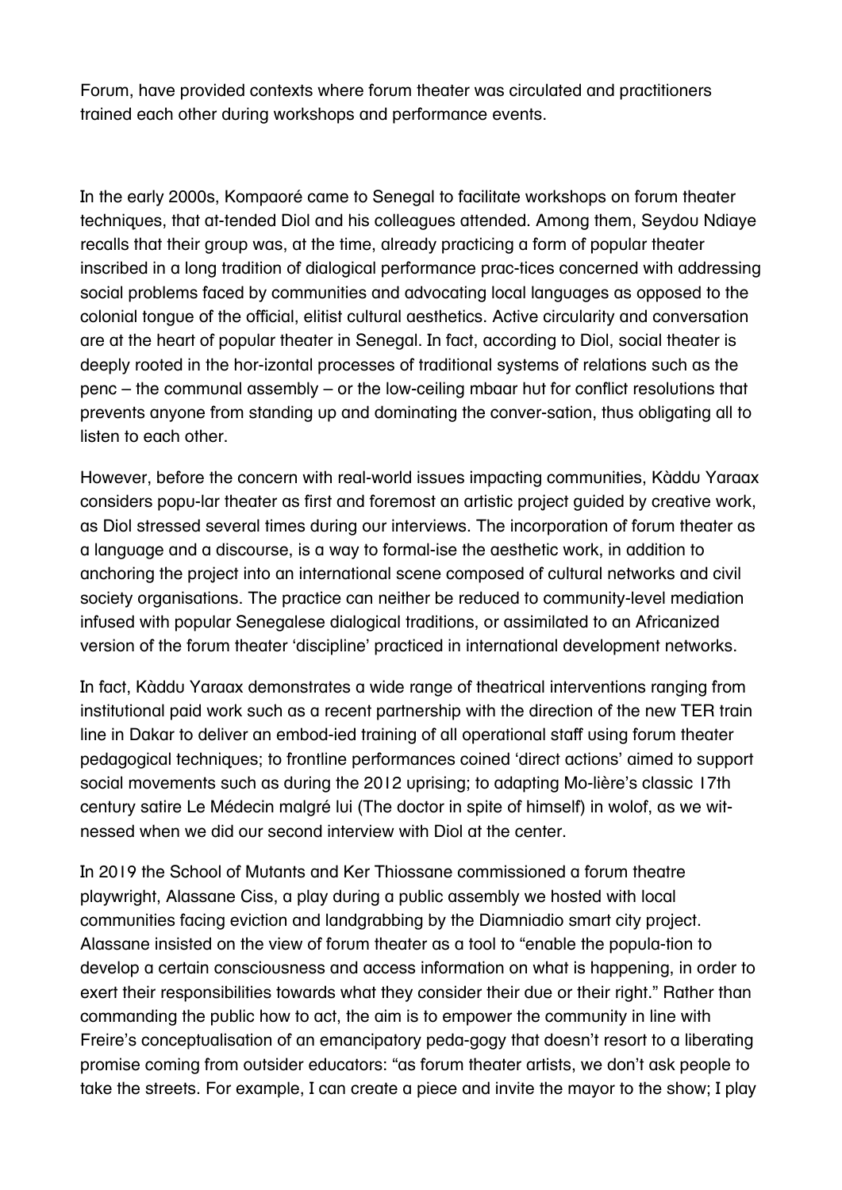Forum, have provided contexts where forum theater was circulated and practitioners trained each other during workshops and performance events.

In the early 2000s, Kompaoré came to Senegal to facilitate workshops on forum theater techniques, that at-tended Diol and his colleagues attended. Among them, Seydou Ndiaye recalls that their group was, at the time, already practicing a form of popular theater inscribed in a long tradition of dialogical performance prac-tices concerned with addressing social problems faced by communities and advocating local languages as opposed to the colonial tongue of the official, elitist cultural aesthetics. Active circularity and conversation are at the heart of popular theater in Senegal. In fact, according to Diol, social theater is deeply rooted in the hor-izontal processes of traditional systems of relations such as the penc – the communal assembly – or the low-ceiling mbaar hut for conflict resolutions that prevents anyone from standing up and dominating the conver-sation, thus obligating all to listen to each other.

However, before the concern with real-world issues impacting communities, Kàddu Yaraax considers popu-lar theater as first and foremost an artistic project guided by creative work, as Diol stressed several times during our interviews. The incorporation of forum theater as a language and a discourse, is a way to formal-ise the aesthetic work, in addition to anchoring the project into an international scene composed of cultural networks and civil society organisations. The practice can neither be reduced to community-level mediation infused with popular Senegalese dialogical traditions, or assimilated to an Africanized version of the forum theater 'discipline' practiced in international development networks.

In fact, Kàddu Yaraax demonstrates a wide range of theatrical interventions ranging from institutional paid work such as a recent partnership with the direction of the new TER train line in Dakar to deliver an embod-ied training of all operational staff using forum theater pedagogical techniques; to frontline performances coined 'direct actions' aimed to support social movements such as during the 2012 uprising; to adapting Mo-lière's classic 17th century satire Le Médecin malgré lui (The doctor in spite of himself) in wolof, as we wit-nessed when we did our second interview with Diol at the center.

In 2019 the School of Mutants and Ker Thiossane commissioned a forum theatre playwright, Alassane Ciss, a play during a public assembly we hosted with local communities facing eviction and landgrabbing by the Diamniadio smart city project. Alassane insisted on the view of forum theater as a tool to "enable the popula-tion to develop a certain consciousness and access information on what is happening, in order to exert their responsibilities towards what they consider their due or their right." Rather than commanding the public how to act, the aim is to empower the community in line with Freire's conceptualisation of an emancipatory peda-gogy that doesn't resort to a liberating promise coming from outsider educators: "as forum theater artists, we don't ask people to take the streets. For example, I can create a piece and invite the mayor to the show; I play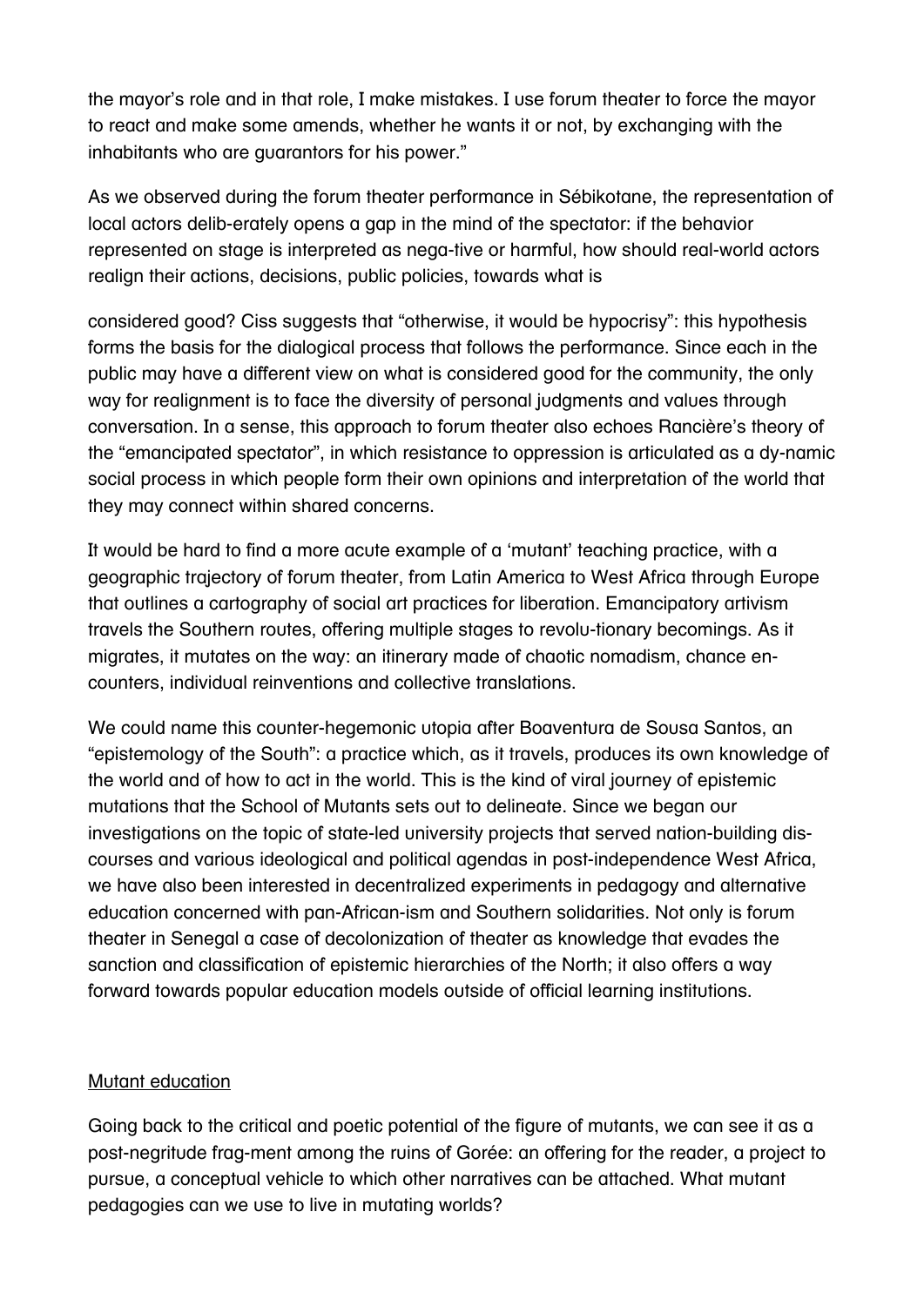the mayor's role and in that role, I make mistakes. I use forum theater to force the mayor to react and make some amends, whether he wants it or not, by exchanging with the inhabitants who are guarantors for his power."

As we observed during the forum theater performance in Sébikotane, the representation of local actors delib-erately opens a gap in the mind of the spectator: if the behavior represented on stage is interpreted as nega-tive or harmful, how should real-world actors realign their actions, decisions, public policies, towards what is

considered good? Ciss suggests that "otherwise, it would be hypocrisy": this hypothesis forms the basis for the dialogical process that follows the performance. Since each in the public may have a different view on what is considered good for the community, the only way for realignment is to face the diversity of personal judgments and values through conversation. In a sense, this approach to forum theater also echoes Rancière's theory of the "emancipated spectator", in which resistance to oppression is articulated as a dy-namic social process in which people form their own opinions and interpretation of the world that they may connect within shared concerns.

It would be hard to find a more acute example of a 'mutant' teaching practice, with a geographic trajectory of forum theater, from Latin America to West Africa through Europe that outlines a cartography of social art practices for liberation. Emancipatory artivism travels the Southern routes, offering multiple stages to revolu-tionary becomings. As it migrates, it mutates on the way: an itinerary made of chaotic nomadism, chance en-counters, individual reinventions and collective translations.

We could name this counter-hegemonic utopia after Boaventura de Sousa Santos, an "epistemology of the South": a practice which, as it travels, produces its own knowledge of the world and of how to act in the world. This is the kind of viral journey of epistemic mutations that the School of Mutants sets out to delineate. Since we began our investigations on the topic of state-led university projects that served nation-building dis-courses and various ideological and political agendas in post-independence West Africa, we have also been interested in decentralized experiments in pedagogy and alternative education concerned with pan-African-ism and Southern solidarities. Not only is forum theater in Senegal a case of decolonization of theater as knowledge that evades the sanction and classification of epistemic hierarchies of the North; it also offers a way forward towards popular education models outside of official learning institutions.

## Mutant education

Going back to the critical and poetic potential of the figure of mutants, we can see it as a post-negritude frag-ment among the ruins of Gorée: an offering for the reader, a project to pursue, a conceptual vehicle to which other narratives can be attached. What mutant pedagogies can we use to live in mutating worlds?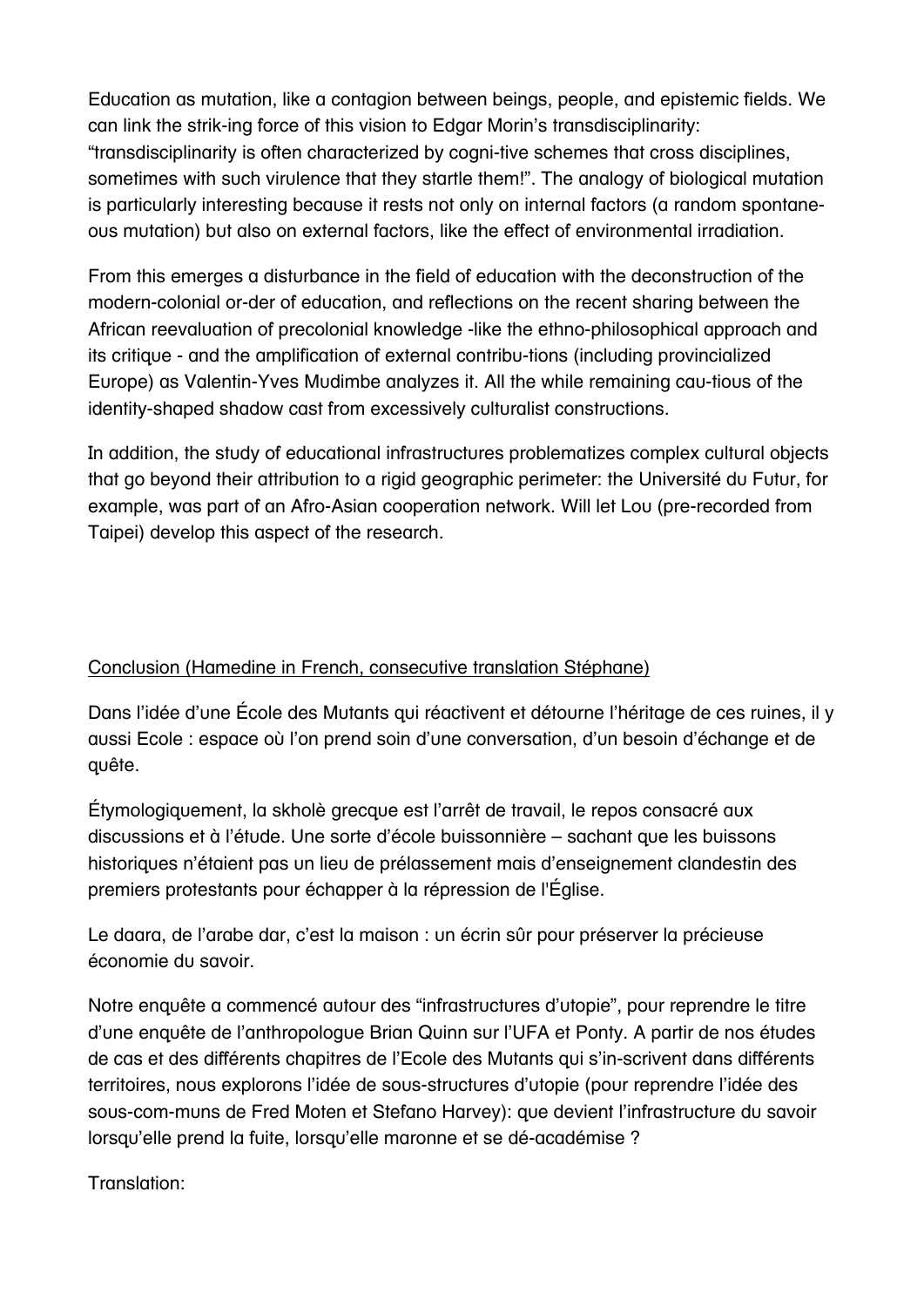Education as mutation, like a contagion between beings, people, and epistemic fields. We can link the strik-ing force of this vision to Edgar Morin's transdisciplinarity: "transdisciplinarity is often characterized by cogni-tive schemes that cross disciplines, sometimes with such virulence that they startle them!". The analogy of biological mutation is particularly interesting because it rests not only on internal factors (a random spontane-ous mutation) but also on external factors, like the effect of environmental irradiation.

From this emerges a disturbance in the field of education with the deconstruction of the modern-colonial or-der of education, and reflections on the recent sharing between the African reevaluation of precolonial knowledge -like the ethno-philosophical approach and its critique - and the amplification of external contribu-tions (including provincialized Europe) as Valentin-Yves Mudimbe analyzes it. All the while remaining cau-tious of the identity-shaped shadow cast from excessively culturalist constructions.

In addition, the study of educational infrastructures problematizes complex cultural objects that go beyond their attribution to a rigid geographic perimeter: the Université du Futur, for example, was part of an Afro-Asian cooperation network. Will let Lou (pre-recorded from Taipei) develop this aspect of the research.

<u>Conclusion (Hamedine in French, consecutive translation Stéphane)</u>

Dans l'idée d'une École des Mutants qui réactivent et détourne l'héritage de ces ruines, il y aussi Ecole : espace où l'on prend soin d'une conversation, d'un besoin d'échange et de quête.

Étymologiquement, la skholè grecque est l'arrêt de travail, le repos consacré aux discussions et à l'étude. Une sorte d'école buissonnière – sachant que les buissons historiques n'étaient pas un lieu de prélassement mais d'enseignement clandestin des premiers protestants pour échapper à la répression de l'Église.

Le daara, de l'arabe dar, c'est la maison : un écrin sûr pour préserver la précieuse économie du savoir.

Notre enquête a commencé autour des "infrastructures d'utopie", pour reprendre le titre d'une enquête de l'anthropologue Brian Quinn sur l'UFA et Ponty. A partir de nos études de cas et des différents chapitres de l'Ecole des Mutants qui s'in-scrivent dans différents territoires, nous explorons l'idée de sous-structures d'utopie (pour reprendre l'idée des sous-com-muns de Fred Moten et Stefano Harvey): que devient l'infrastructure du savoir lorsqu'elle prend la fuite, lorsqu'elle maronne et se dé-académise ?

Translation: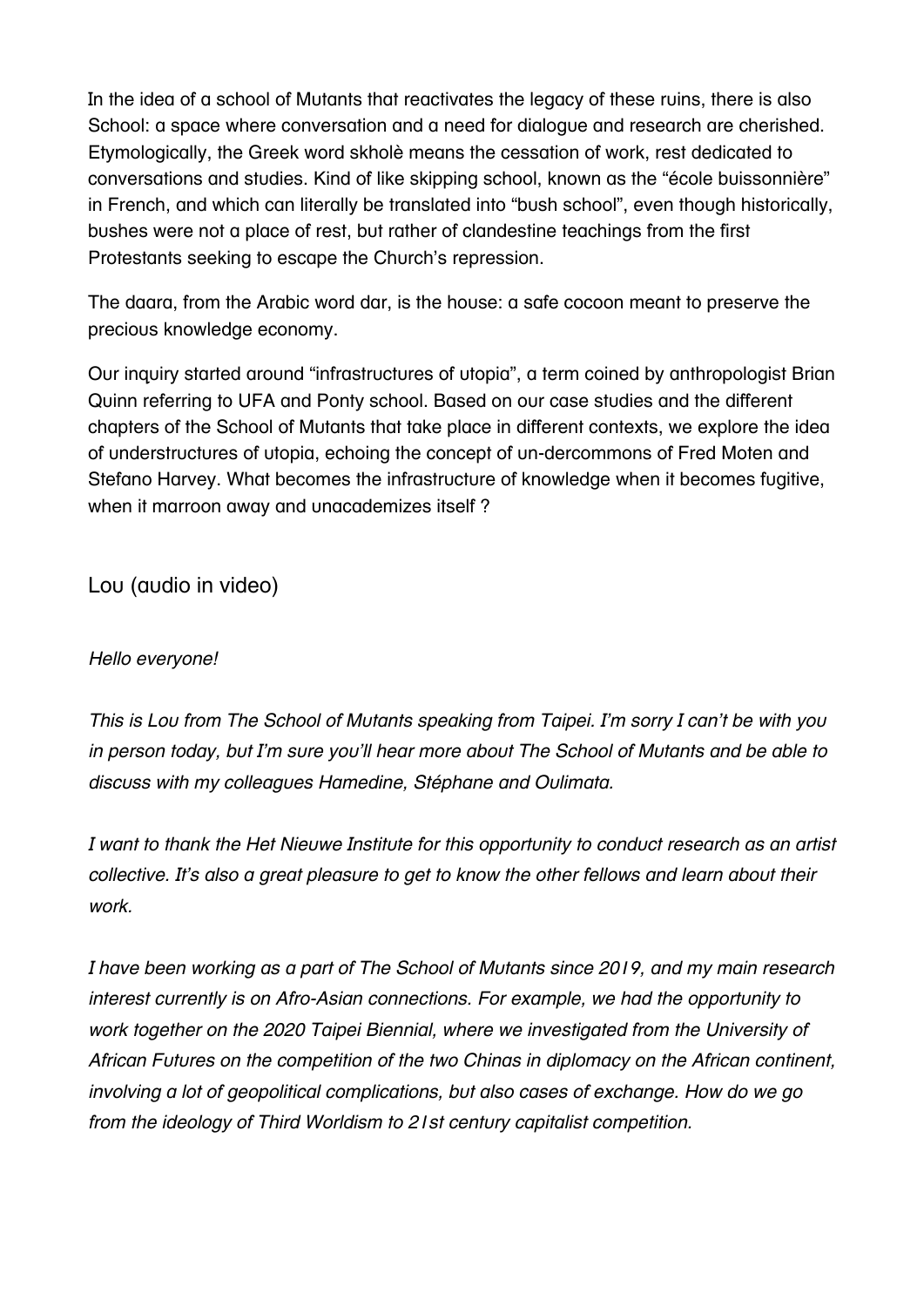In the idea of a school of Mutants that reactivates the legacy of these ruins, there is also School: a space where conversation and a need for dialogue and research are cherished. Etymologically, the Greek word skholè means the cessation of work, rest dedicated to conversations and studies. Kind of like skipping school, known as the "école buissonnière" in French, and which can literally be translated into "bush school", even though historically, bushes were not a place of rest, but rather of clandestine teachings from the first Protestants seeking to escape the Church's repression.

The daara, from the Arabic word dar, is the house: a safe cocoon meant to preserve the precious knowledge economy.

Our inquiry started around "infrastructures of utopia", a term coined by anthropologist Brian Quinn referring to UFA and Ponty school. Based on our case studies and the different chapters of the School of Mutants that take place in different contexts, we explore the idea of understructures of utopia, echoing the concept of un-dercommons of Fred Moten and Stefano Harvey. What becomes the infrastructure of knowledge when it becomes fugitive, when it marroon away and unacademizes itself ?

## Lou (audio in video)

*Hello everyone!*

*This is Lou from The School of Mutants speaking from Taipei. I'm sorry I can't be with you in person today, but I'm sure you'll hear more about The School of Mutants and be able to discuss with my colleagues Hamedine, Stéphane and Oulimata.*

*I want to thank the Het Nieuwe Institute for this opportunity to conduct research as an artist collective. It's also a great pleasure to get to know the other fellows and learn about their work.*

*I have been working as a part of The School of Mutants since 2019, and my main research interest currently is on Afro-Asian connections. For example, we had the opportunity to work together on the 2020 Taipei Biennial, where we investigated from the University of African Futures on the competition of the two Chinas in diplomacy on the African continent, involving a lot of geopolitical complications, but also cases of exchange. How do we go from the ideology of Third Worldism to 21st century capitalist competition.*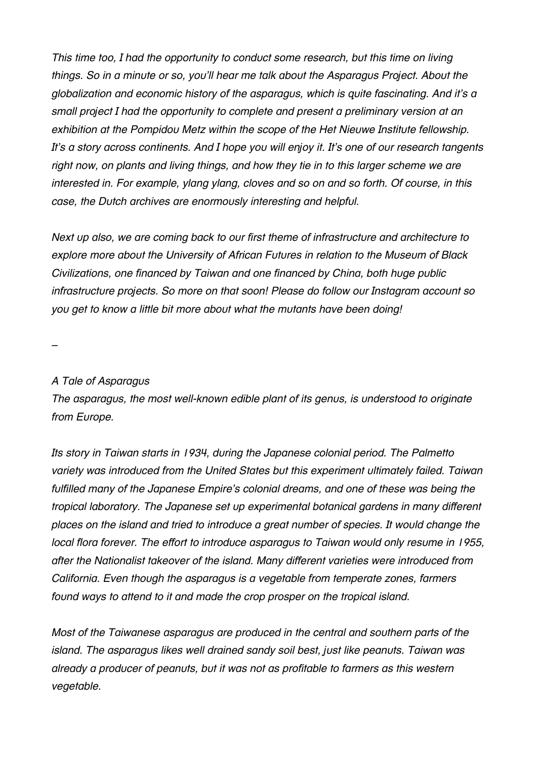*This time too, I had the opportunity to conduct some research, but this time on living things. So in a minute or so, you'll hear me talk about the Asparagus Project. About the globalization and economic history of the asparagus, which is quite fascinating. And it's a small project I had the opportunity to complete and present a preliminary version at an exhibition at the Pompidou Metz within the scope of the Het Nieuwe Institute fellowship. It's a story across continents. And I hope you will enjoy it. It's one of our research tangents right now, on plants and living things, and how they tie in to this larger scheme we are interested in. For example, ylang ylang, cloves and so on and so forth. Of course, in this case, the Dutch archives are enormously interesting and helpful.*

*Next up also, we are coming back to our first theme of infrastructure and architecture to explore more about the University of African Futures in relation to the Museum of Black Civilizations, one financed by Taiwan and one financed by China, both huge public infrastructure projects. So more on that soon! Please do follow our Instagram account so you get to know a little bit more about what the mutants have been doing!*

–

*A Tale of Asparagus*
*The asparagus, the most well-known edible plant of its genus, is understood to originate from Europe.*

*Its story in Taiwan starts in 1934, during the Japanese colonial period. The Palmetto variety was introduced from the United States but this experiment ultimately failed. Taiwan fulfilled many of the Japanese Empire's colonial dreams, and one of these was being the tropical laboratory. The Japanese set up experimental botanical gardens in many different places on the island and tried to introduce a great number of species. It would change the local flora forever. The effort to introduce asparagus to Taiwan would only resume in 1955, after the Nationalist takeover of the island. Many different varieties were introduced from California. Even though the asparagus is a vegetable from temperate zones, farmers found ways to attend to it and made the crop prosper on the tropical island.*

*Most of the Taiwanese asparagus are produced in the central and southern parts of the island. The asparagus likes well drained sandy soil best, just like peanuts. Taiwan was already a producer of peanuts, but it was not as profitable to farmers as this western vegetable.*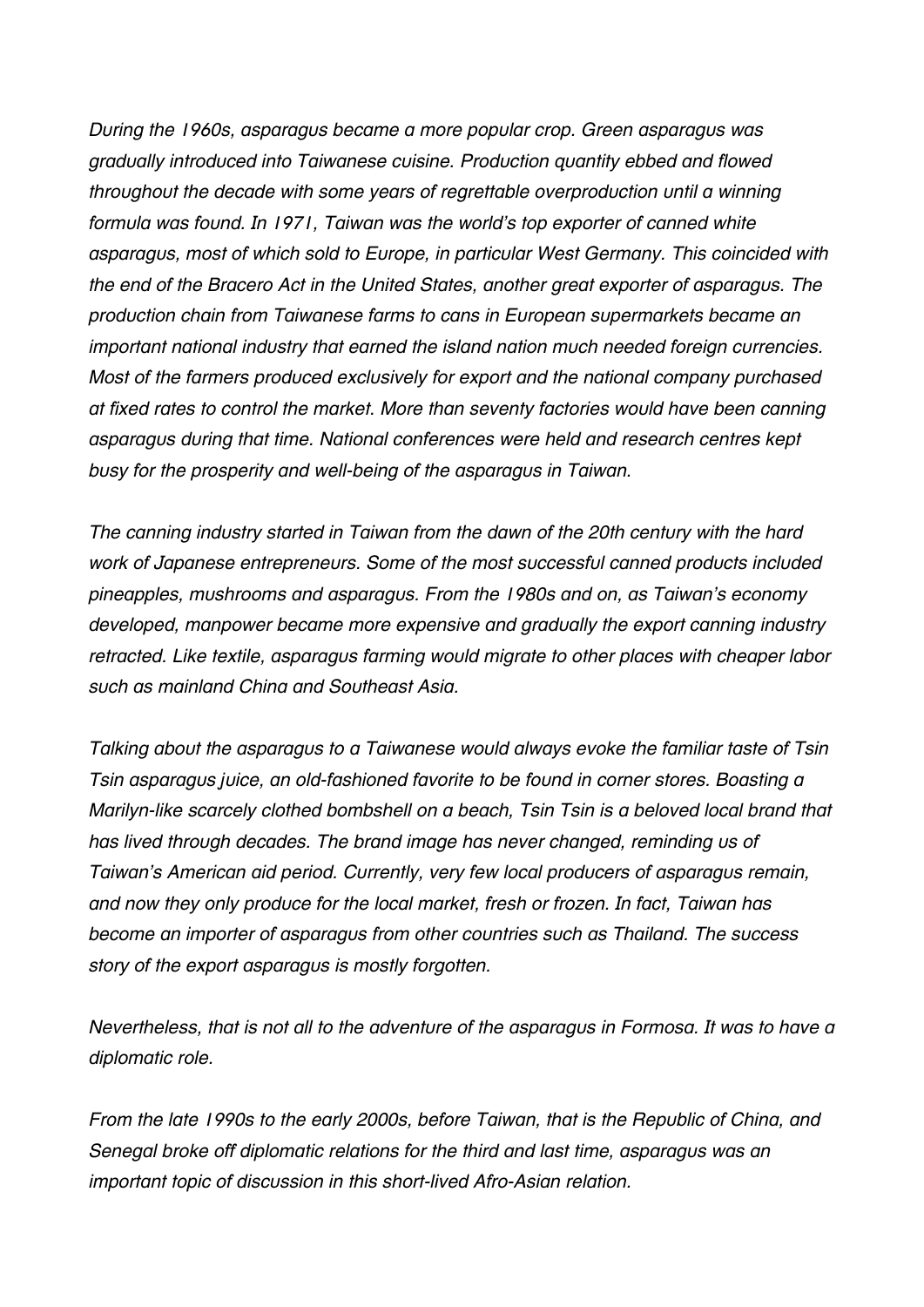*During the 1960s, asparagus became a more popular crop. Green asparagus was gradually introduced into Taiwanese cuisine. Production quantity ebbed and flowed throughout the decade with some years of regrettable overproduction until a winning formula was found. In 1971, Taiwan was the world's top exporter of canned white asparagus, most of which sold to Europe, in particular West Germany. This coincided with the end of the Bracero Act in the United States, another great exporter of asparagus. The production chain from Taiwanese farms to cans in European supermarkets became an important national industry that earned the island nation much needed foreign currencies. Most of the farmers produced exclusively for export and the national company purchased at fixed rates to control the market. More than seventy factories would have been canning asparagus during that time. National conferences were held and research centres kept busy for the prosperity and well-being of the asparagus in Taiwan.*

*The canning industry started in Taiwan from the dawn of the 20th century with the hard work of Japanese entrepreneurs. Some of the most successful canned products included pineapples, mushrooms and asparagus. From the 1980s and on, as Taiwan's economy developed, manpower became more expensive and gradually the export canning industry retracted. Like textile, asparagus farming would migrate to other places with cheaper labor such as mainland China and Southeast Asia.*

*Talking about the asparagus to a Taiwanese would always evoke the familiar taste of Tsin Tsin asparagus juice, an old-fashioned favorite to be found in corner stores. Boasting a Marilyn-like scarcely clothed bombshell on a beach, Tsin Tsin is a beloved local brand that has lived through decades. The brand image has never changed, reminding us of Taiwan's American aid period. Currently, very few local producers of asparagus remain, and now they only produce for the local market, fresh or frozen. In fact, Taiwan has become an importer of asparagus from other countries such as Thailand. The success story of the export asparagus is mostly forgotten.*

*Nevertheless, that is not all to the adventure of the asparagus in Formosa. It was to have a diplomatic role.*

*From the late 1990s to the early 2000s, before Taiwan, that is the Republic of China, and Senegal broke off diplomatic relations for the third and last time, asparagus was an important topic of discussion in this short-lived Afro-Asian relation.*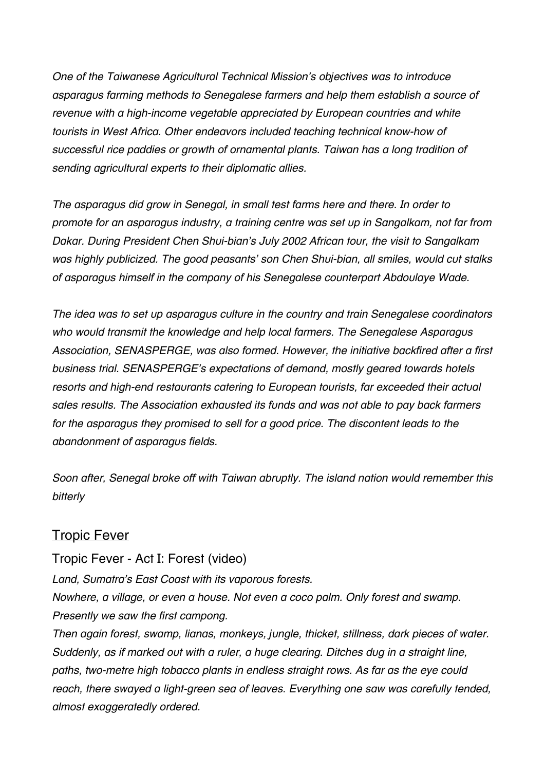*One of the Taiwanese Agricultural Technical Mission's objectives was to introduce asparagus farming methods to Senegalese farmers and help them establish a source of revenue with a high-income vegetable appreciated by European countries and white tourists in West Africa. Other endeavors included teaching technical know-how of successful rice paddies or growth of ornamental plants. Taiwan has a long tradition of sending agricultural experts to their diplomatic allies.*

*The asparagus did grow in Senegal, in small test farms here and there. In order to promote for an asparagus industry, a training centre was set up in Sangalkam, not far from Dakar. During President Chen Shui-bian's July 2002 African tour, the visit to Sangalkam was highly publicized. The good peasants' son Chen Shui-bian, all smiles, would cut stalks of asparagus himself in the company of his Senegalese counterpart Abdoulaye Wade.*

*The idea was to set up asparagus culture in the country and train Senegalese coordinators who would transmit the knowledge and help local farmers. The Senegalese Asparagus Association, SENASPERGE, was also formed. However, the initiative backfired after a first business trial. SENASPERGE's expectations of demand, mostly geared towards hotels resorts and high-end restaurants catering to European tourists, far exceeded their actual sales results. The Association exhausted its funds and was not able to pay back farmers for the asparagus they promised to sell for a good price. The discontent leads to the abandonment of asparagus fields.*

*Soon after, Senegal broke off with Taiwan abruptly. The island nation would remember this bitterly*

## Tropic Fever

### Tropic Fever - Act I: Forest (video)

*Land, Sumatra's East Coast with its vaporous forests.*
*Nowhere, a village, or even a house. Not even a coco palm. Only forest and swamp.*
*Presently we saw the first campong.*
*Then again forest, swamp, lianas, monkeys, jungle, thicket, stillness, dark pieces of water. Suddenly, as if marked out with a ruler, a huge clearing. Ditches dug in a straight line, paths, two-metre high tobacco plants in endless straight rows. As far as the eye could reach, there swayed a light-green sea of leaves. Everything one saw was carefully tended, almost exaggeratedly ordered.*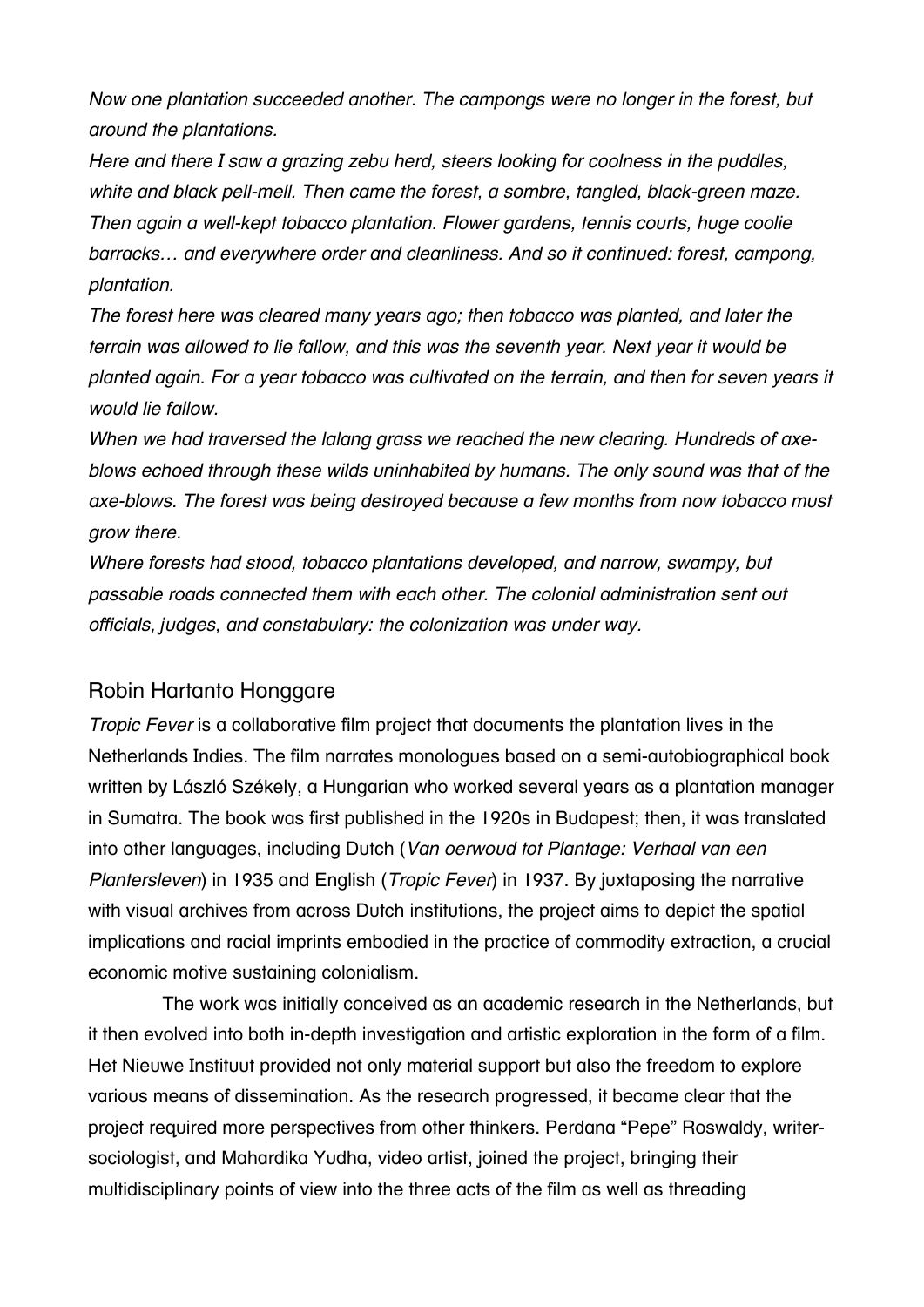*Now one plantation succeeded another. The campongs were no longer in the forest, but around the plantations.*

*Here and there I saw a grazing zebu herd, steers looking for coolness in the puddles, white and black pell-mell. Then came the forest, a sombre, tangled, black-green maze. Then again a well-kept tobacco plantation. Flower gardens, tennis courts, huge coolie barracks… and everywhere order and cleanliness. And so it continued: forest, campong, plantation.*

*The forest here was cleared many years ago; then tobacco was planted, and later the terrain was allowed to lie fallow, and this was the seventh year. Next year it would be planted again. For a year tobacco was cultivated on the terrain, and then for seven years it would lie fallow.*

*When we had traversed the lalang grass we reached the new clearing. Hundreds of axe-blows echoed through these wilds uninhabited by humans. The only sound was that of the axe-blows. The forest was being destroyed because a few months from now tobacco must grow there.*

*Where forests had stood, tobacco plantations developed, and narrow, swampy, but passable roads connected them with each other. The colonial administration sent out officials, judges, and constabulary: the colonization was under way.*

## Robin Hartanto Honggare

*Tropic Fever* is a collaborative film project that documents the plantation lives in the Netherlands Indies. The film narrates monologues based on a semi-autobiographical book written by László Székely, a Hungarian who worked several years as a plantation manager in Sumatra. The book was first published in the 1920s in Budapest; then, it was translated into other languages, including Dutch (*Van oerwoud tot Plantage: Verhaal van een Plantersleven*) in 1935 and English (*Tropic Fever*) in 1937. By juxtaposing the narrative with visual archives from across Dutch institutions, the project aims to depict the spatial implications and racial imprints embodied in the practice of commodity extraction, a crucial economic motive sustaining colonialism.

The work was initially conceived as an academic research in the Netherlands, but it then evolved into both in-depth investigation and artistic exploration in the form of a film. Het Nieuwe Instituut provided not only material support but also the freedom to explore various means of dissemination. As the research progressed, it became clear that the project required more perspectives from other thinkers. Perdana "Pepe" Roswaldy, writer-sociologist, and Mahardika Yudha, video artist, joined the project, bringing their multidisciplinary points of view into the three acts of the film as well as threading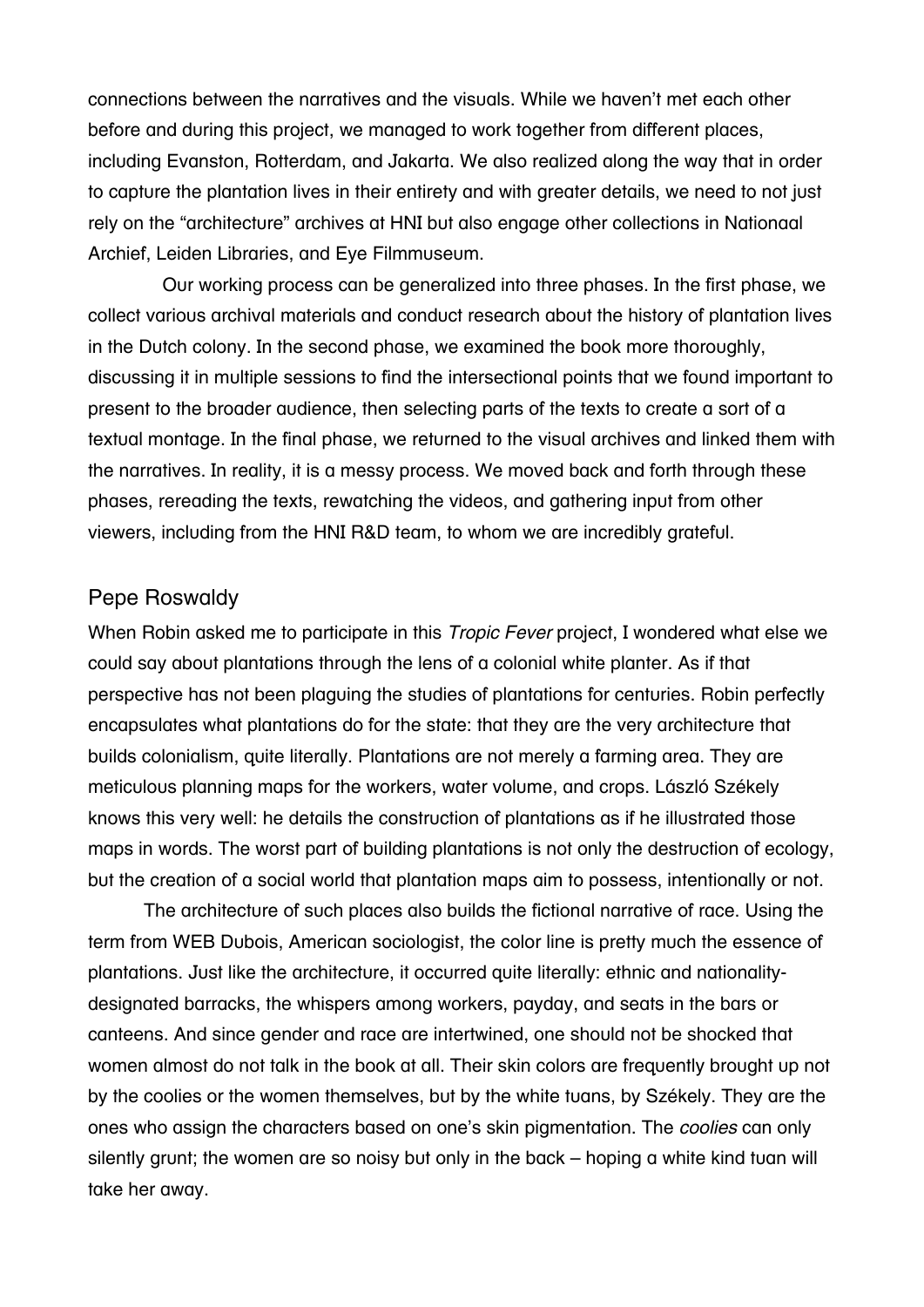connections between the narratives and the visuals. While we haven't met each other before and during this project, we managed to work together from different places, including Evanston, Rotterdam, and Jakarta. We also realized along the way that in order to capture the plantation lives in their entirety and with greater details, we need to not just rely on the "architecture" archives at HNI but also engage other collections in Nationaal Archief, Leiden Libraries, and Eye Filmmuseum.

Our working process can be generalized into three phases. In the first phase, we collect various archival materials and conduct research about the history of plantation lives in the Dutch colony. In the second phase, we examined the book more thoroughly, discussing it in multiple sessions to find the intersectional points that we found important to present to the broader audience, then selecting parts of the texts to create a sort of a textual montage. In the final phase, we returned to the visual archives and linked them with the narratives. In reality, it is a messy process. We moved back and forth through these phases, rereading the texts, rewatching the videos, and gathering input from other viewers, including from the HNI R&D team, to whom we are incredibly grateful.

## Pepe Roswaldy

When Robin asked me to participate in this *Tropic Fever* project, I wondered what else we could say about plantations through the lens of a colonial white planter. As if that perspective has not been plaguing the studies of plantations for centuries. Robin perfectly encapsulates what plantations do for the state: that they are the very architecture that builds colonialism, quite literally. Plantations are not merely a farming area. They are meticulous planning maps for the workers, water volume, and crops. László Székely knows this very well: he details the construction of plantations as if he illustrated those maps in words. The worst part of building plantations is not only the destruction of ecology, but the creation of a social world that plantation maps aim to possess, intentionally or not.

The architecture of such places also builds the fictional narrative of race. Using the term from WEB Dubois, American sociologist, the color line is pretty much the essence of plantations. Just like the architecture, it occurred quite literally: ethnic and nationality-designated barracks, the whispers among workers, payday, and seats in the bars or canteens. And since gender and race are intertwined, one should not be shocked that women almost do not talk in the book at all. Their skin colors are frequently brought up not by the coolies or the women themselves, but by the white tuans, by Székely. They are the ones who assign the characters based on one's skin pigmentation. The *coolies* can only silently grunt; the women are so noisy but only in the back – hoping a white kind tuan will take her away.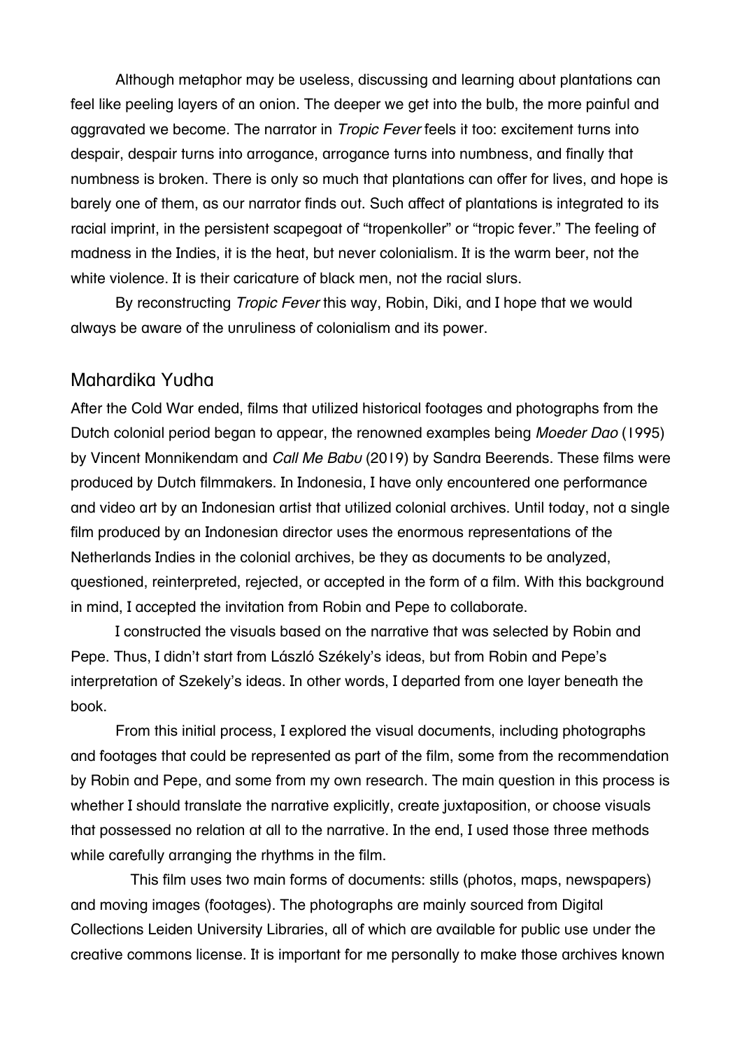Although metaphor may be useless, discussing and learning about plantations can feel like peeling layers of an onion. The deeper we get into the bulb, the more painful and aggravated we become. The narrator in *Tropic Fever* feels it too: excitement turns into despair, despair turns into arrogance, arrogance turns into numbness, and finally that numbness is broken. There is only so much that plantations can offer for lives, and hope is barely one of them, as our narrator finds out. Such affect of plantations is integrated to its racial imprint, in the persistent scapegoat of "tropenkoller" or "tropic fever." The feeling of madness in the Indies, it is the heat, but never colonialism. It is the warm beer, not the white violence. It is their caricature of black men, not the racial slurs.

By reconstructing *Tropic Fever* this way, Robin, Diki, and I hope that we would always be aware of the unruliness of colonialism and its power.

## Mahardika Yudha

After the Cold War ended, films that utilized historical footages and photographs from the Dutch colonial period began to appear, the renowned examples being *Moeder Dao* (1995) by Vincent Monnikendam and *Call Me Babu* (2019) by Sandra Beerends. These films were produced by Dutch filmmakers. In Indonesia, I have only encountered one performance and video art by an Indonesian artist that utilized colonial archives. Until today, not a single film produced by an Indonesian director uses the enormous representations of the Netherlands Indies in the colonial archives, be they as documents to be analyzed, questioned, reinterpreted, rejected, or accepted in the form of a film. With this background in mind, I accepted the invitation from Robin and Pepe to collaborate.

I constructed the visuals based on the narrative that was selected by Robin and Pepe. Thus, I didn't start from László Székely's ideas, but from Robin and Pepe's interpretation of Szekely's ideas. In other words, I departed from one layer beneath the book.

From this initial process, I explored the visual documents, including photographs and footages that could be represented as part of the film, some from the recommendation by Robin and Pepe, and some from my own research. The main question in this process is whether I should translate the narrative explicitly, create juxtaposition, or choose visuals that possessed no relation at all to the narrative. In the end, I used those three methods while carefully arranging the rhythms in the film.

This film uses two main forms of documents: stills (photos, maps, newspapers) and moving images (footages). The photographs are mainly sourced from Digital Collections Leiden University Libraries, all of which are available for public use under the creative commons license. It is important for me personally to make those archives known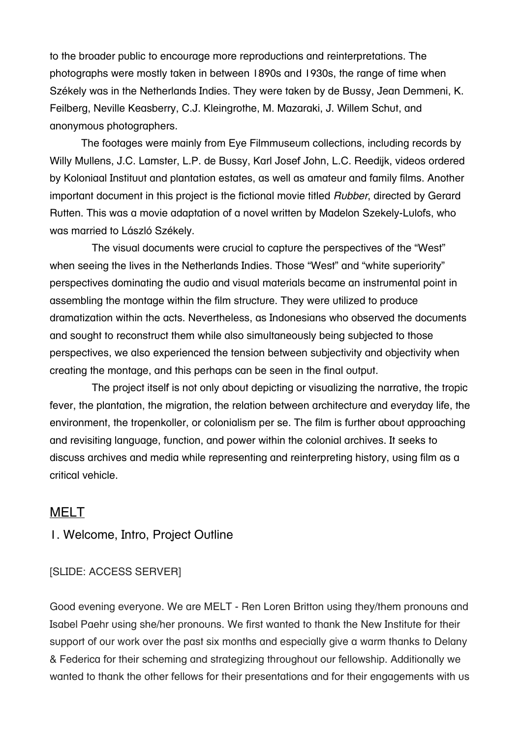to the broader public to encourage more reproductions and reinterpretations. The photographs were mostly taken in between 1890s and 1930s, the range of time when Székely was in the Netherlands Indies. They were taken by de Bussy, Jean Demmeni, K. Feilberg, Neville Keasberry, C.J. Kleingrothe, M. Mazaraki, J. Willem Schut, and anonymous photographers.

The footages were mainly from Eye Filmmuseum collections, including records by Willy Mullens, J.C. Lamster, L.P. de Bussy, Karl Josef John, L.C. Reedijk, videos ordered by Koloniaal Instituut and plantation estates, as well as amateur and family films. Another important document in this project is the fictional movie titled *Rubber*, directed by Gerard Rutten. This was a movie adaptation of a novel written by Madelon Szekely-Lulofs, who was married to László Székely.

The visual documents were crucial to capture the perspectives of the "West" when seeing the lives in the Netherlands Indies. Those "West" and "white superiority" perspectives dominating the audio and visual materials became an instrumental point in assembling the montage within the film structure. They were utilized to produce dramatization within the acts. Nevertheless, as Indonesians who observed the documents and sought to reconstruct them while also simultaneously being subjected to those perspectives, we also experienced the tension between subjectivity and objectivity when creating the montage, and this perhaps can be seen in the final output.

The project itself is not only about depicting or visualizing the narrative, the tropic fever, the plantation, the migration, the relation between architecture and everyday life, the environment, the tropenkoller, or colonialism per se. The film is further about approaching and revisiting language, function, and power within the colonial archives. It seeks to discuss archives and media while representing and reinterpreting history, using film as a critical vehicle.

## MELT

### 1. Welcome, Intro, Project Outline

[SLIDE: ACCESS SERVER]

Good evening everyone. We are MELT - Ren Loren Britton using they/them pronouns and Isabel Paehr using she/her pronouns. We first wanted to thank the New Institute for their support of our work over the past six months and especially give a warm thanks to Delany & Federica for their scheming and strategizing throughout our fellowship. Additionally we wanted to thank the other fellows for their presentations and for their engagements with us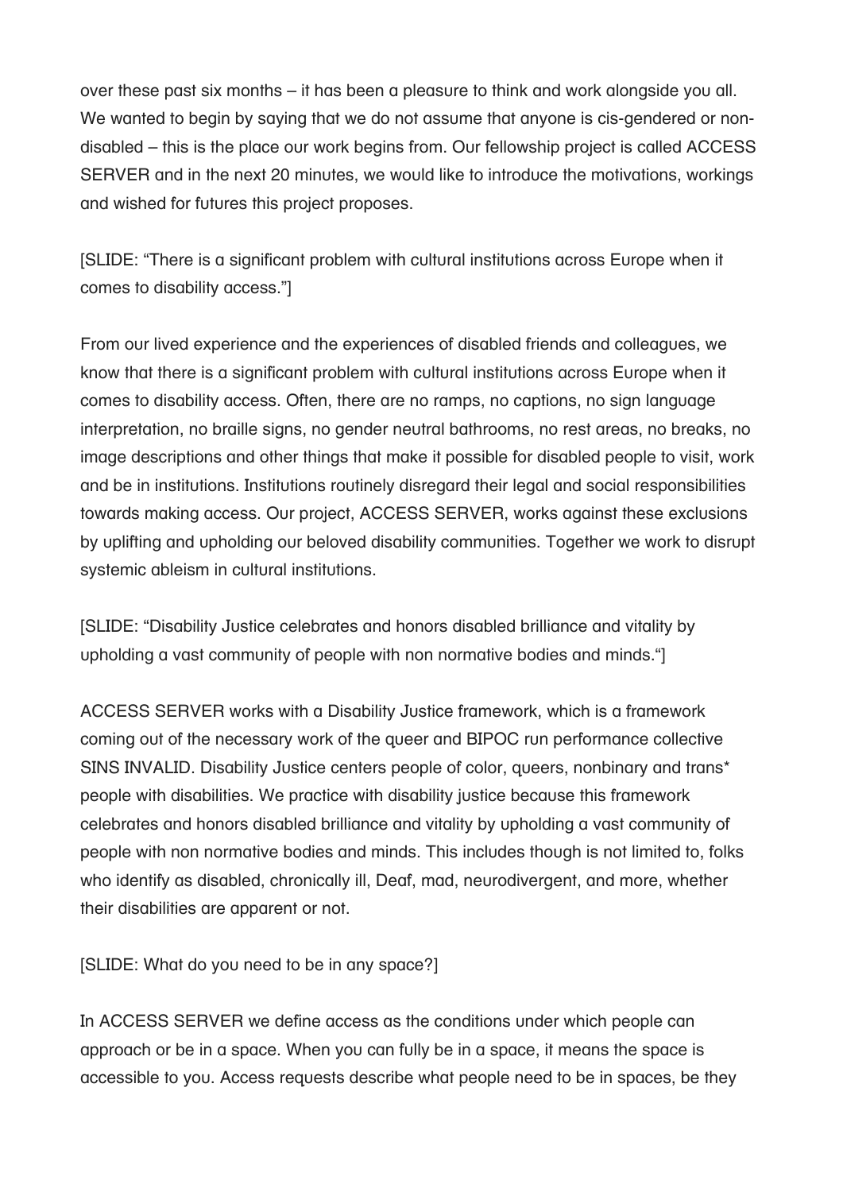over these past six months – it has been a pleasure to think and work alongside you all. We wanted to begin by saying that we do not assume that anyone is cis-gendered or non-disabled – this is the place our work begins from. Our fellowship project is called ACCESS SERVER and in the next 20 minutes, we would like to introduce the motivations, workings and wished for futures this project proposes.

[SLIDE: "There is a significant problem with cultural institutions across Europe when it comes to disability access."]

From our lived experience and the experiences of disabled friends and colleagues, we know that there is a significant problem with cultural institutions across Europe when it comes to disability access. Often, there are no ramps, no captions, no sign language interpretation, no braille signs, no gender neutral bathrooms, no rest areas, no breaks, no image descriptions and other things that make it possible for disabled people to visit, work and be in institutions. Institutions routinely disregard their legal and social responsibilities towards making access. Our project, ACCESS SERVER, works against these exclusions by uplifting and upholding our beloved disability communities. Together we work to disrupt systemic ableism in cultural institutions.

[SLIDE: "Disability Justice celebrates and honors disabled brilliance and vitality by upholding a vast community of people with non normative bodies and minds."]

ACCESS SERVER works with a Disability Justice framework, which is a framework coming out of the necessary work of the queer and BIPOC run performance collective SINS INVALID. Disability Justice centers people of color, queers, nonbinary and trans* people with disabilities. We practice with disability justice because this framework celebrates and honors disabled brilliance and vitality by upholding a vast community of people with non normative bodies and minds. This includes though is not limited to, folks who identify as disabled, chronically ill, Deaf, mad, neurodivergent, and more, whether their disabilities are apparent or not.

[SLIDE: What do you need to be in any space?]

In ACCESS SERVER we define access as the conditions under which people can approach or be in a space. When you can fully be in a space, it means the space is accessible to you. Access requests describe what people need to be in spaces, be they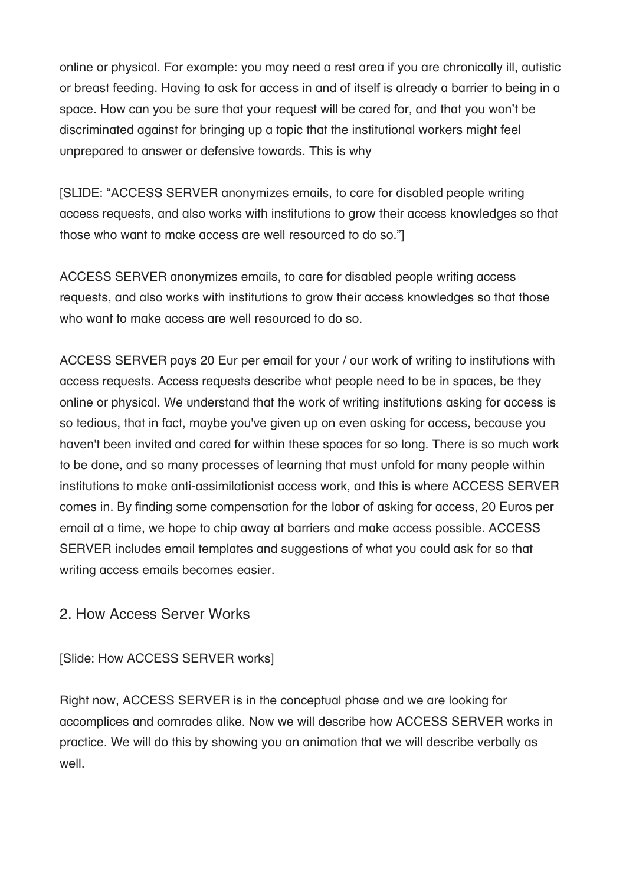online or physical. For example: you may need a rest area if you are chronically ill, autistic or breast feeding. Having to ask for access in and of itself is already a barrier to being in a space. How can you be sure that your request will be cared for, and that you won't be discriminated against for bringing up a topic that the institutional workers might feel unprepared to answer or defensive towards. This is why

[SLIDE: "ACCESS SERVER anonymizes emails, to care for disabled people writing access requests, and also works with institutions to grow their access knowledges so that those who want to make access are well resourced to do so."]

ACCESS SERVER anonymizes emails, to care for disabled people writing access requests, and also works with institutions to grow their access knowledges so that those who want to make access are well resourced to do so.

ACCESS SERVER pays 20 Eur per email for your / our work of writing to institutions with access requests. Access requests describe what people need to be in spaces, be they online or physical. We understand that the work of writing institutions asking for access is so tedious, that in fact, maybe you've given up on even asking for access, because you haven't been invited and cared for within these spaces for so long. There is so much work to be done, and so many processes of learning that must unfold for many people within institutions to make anti-assimilationist access work, and this is where ACCESS SERVER comes in. By finding some compensation for the labor of asking for access, 20 Euros per email at a time, we hope to chip away at barriers and make access possible. ACCESS SERVER includes email templates and suggestions of what you could ask for so that writing access emails becomes easier.

## 2. How Access Server Works

[Slide: How ACCESS SERVER works]

Right now, ACCESS SERVER is in the conceptual phase and we are looking for accomplices and comrades alike. Now we will describe how ACCESS SERVER works in practice. We will do this by showing you an animation that we will describe verbally as well.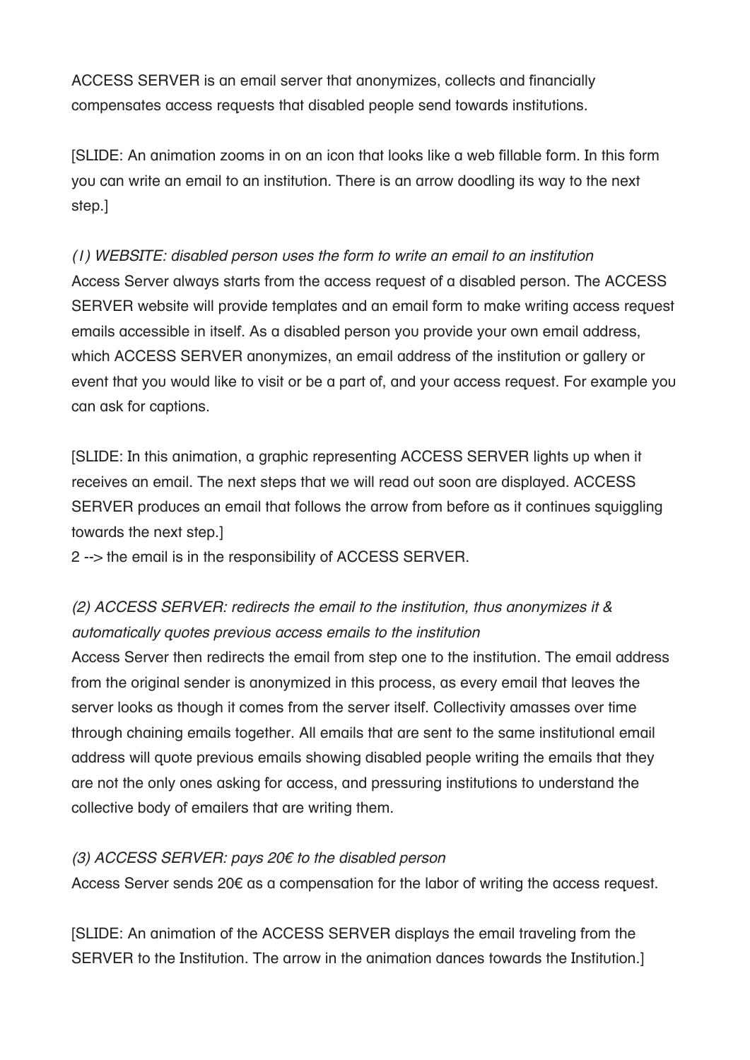ACCESS SERVER is an email server that anonymizes, collects and financially compensates access requests that disabled people send towards institutions.

[SLIDE: An animation zooms in on an icon that looks like a web fillable form. In this form you can write an email to an institution. There is an arrow doodling its way to the next step.]

*(1) WEBSITE: disabled person uses the form to write an email to an institution*
Access Server always starts from the access request of a disabled person. The ACCESS SERVER website will provide templates and an email form to make writing access request emails accessible in itself. As a disabled person you provide your own email address, which ACCESS SERVER anonymizes, an email address of the institution or gallery or event that you would like to visit or be a part of, and your access request. For example you can ask for captions.

[SLIDE: In this animation, a graphic representing ACCESS SERVER lights up when it receives an email. The next steps that we will read out soon are displayed. ACCESS SERVER produces an email that follows the arrow from before as it continues squiggling towards the next step.]
2 --> the email is in the responsibility of ACCESS SERVER.

*(2) ACCESS SERVER: redirects the email to the institution, thus anonymizes it & automatically quotes previous access emails to the institution*
Access Server then redirects the email from step one to the institution. The email address from the original sender is anonymized in this process, as every email that leaves the server looks as though it comes from the server itself. Collectivity amasses over time through chaining emails together. All emails that are sent to the same institutional email address will quote previous emails showing disabled people writing the emails that they are not the only ones asking for access, and pressuring institutions to understand the collective body of emailers that are writing them.

*(3) ACCESS SERVER: pays 20€ to the disabled person*
Access Server sends 20€ as a compensation for the labor of writing the access request.

[SLIDE: An animation of the ACCESS SERVER displays the email traveling from the SERVER to the Institution. The arrow in the animation dances towards the Institution.]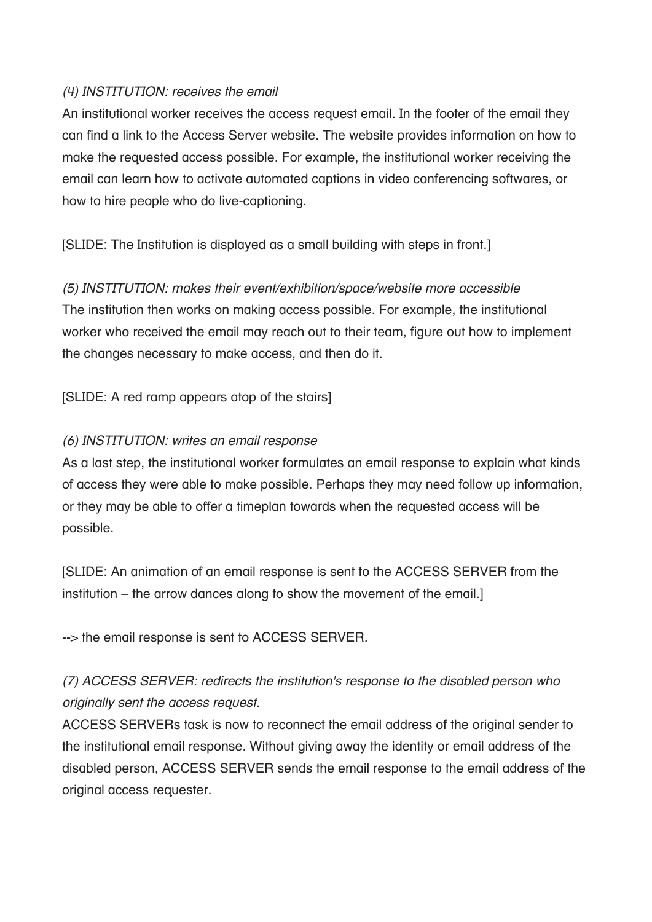*(4) INSTITUTION: receives the email*

An institutional worker receives the access request email. In the footer of the email they can find a link to the Access Server website. The website provides information on how to make the requested access possible. For example, the institutional worker receiving the email can learn how to activate automated captions in video conferencing softwares, or how to hire people who do live-captioning.

[SLIDE: The Institution is displayed as a small building with steps in front.]

*(5) INSTITUTION: makes their event/exhibition/space/website more accessible*

The institution then works on making access possible. For example, the institutional worker who received the email may reach out to their team, figure out how to implement the changes necessary to make access, and then do it.

[SLIDE: A red ramp appears atop of the stairs]

*(6) INSTITUTION: writes an email response*

As a last step, the institutional worker formulates an email response to explain what kinds of access they were able to make possible. Perhaps they may need follow up information, or they may be able to offer a timeplan towards when the requested access will be possible.

[SLIDE: An animation of an email response is sent to the ACCESS SERVER from the institution – the arrow dances along to show the movement of the email.]

--> the email response is sent to ACCESS SERVER.

*(7) ACCESS SERVER: redirects the institution's response to the disabled person who originally sent the access request.*

ACCESS SERVERs task is now to reconnect the email address of the original sender to the institutional email response. Without giving away the identity or email address of the disabled person, ACCESS SERVER sends the email response to the email address of the original access requester.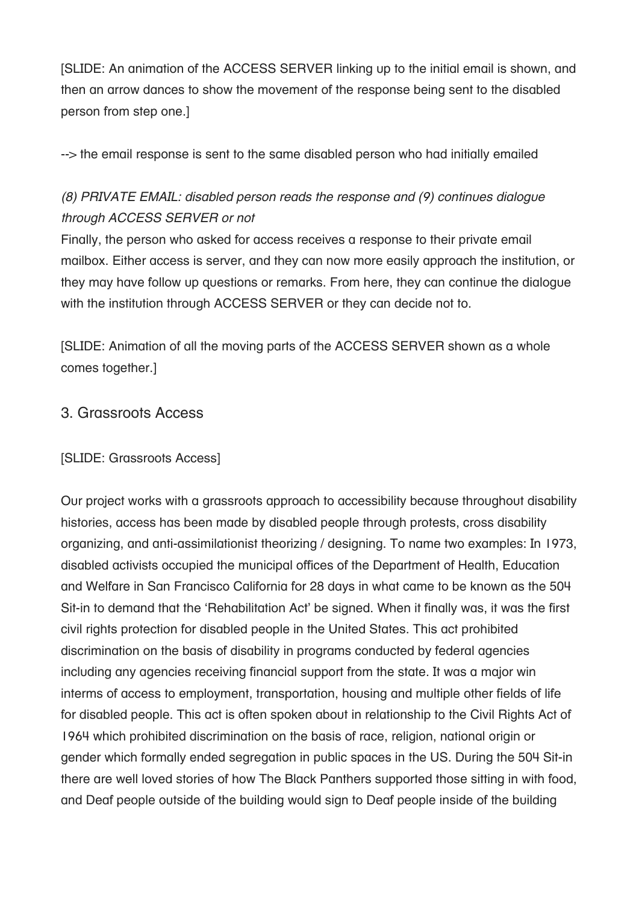[SLIDE: An animation of the ACCESS SERVER linking up to the initial email is shown, and then an arrow dances to show the movement of the response being sent to the disabled person from step one.]

--> the email response is sent to the same disabled person who had initially emailed

*(8) PRIVATE EMAIL: disabled person reads the response and (9) continues dialogue through ACCESS SERVER or not*

Finally, the person who asked for access receives a response to their private email mailbox. Either access is server, and they can now more easily approach the institution, or they may have follow up questions or remarks. From here, they can continue the dialogue with the institution through ACCESS SERVER or they can decide not to.

[SLIDE: Animation of all the moving parts of the ACCESS SERVER shown as a whole comes together.]

## 3. Grassroots Access

[SLIDE: Grassroots Access]

Our project works with a grassroots approach to accessibility because throughout disability histories, access has been made by disabled people through protests, cross disability organizing, and anti-assimilationist theorizing / designing. To name two examples: In 1973, disabled activists occupied the municipal offices of the Department of Health, Education and Welfare in San Francisco California for 28 days in what came to be known as the 504 Sit-in to demand that the 'Rehabilitation Act' be signed. When it finally was, it was the first civil rights protection for disabled people in the United States. This act prohibited discrimination on the basis of disability in programs conducted by federal agencies including any agencies receiving financial support from the state. It was a major win interms of access to employment, transportation, housing and multiple other fields of life for disabled people. This act is often spoken about in relationship to the Civil Rights Act of 1964 which prohibited discrimination on the basis of race, religion, national origin or gender which formally ended segregation in public spaces in the US. During the 504 Sit-in there are well loved stories of how The Black Panthers supported those sitting in with food, and Deaf people outside of the building would sign to Deaf people inside of the building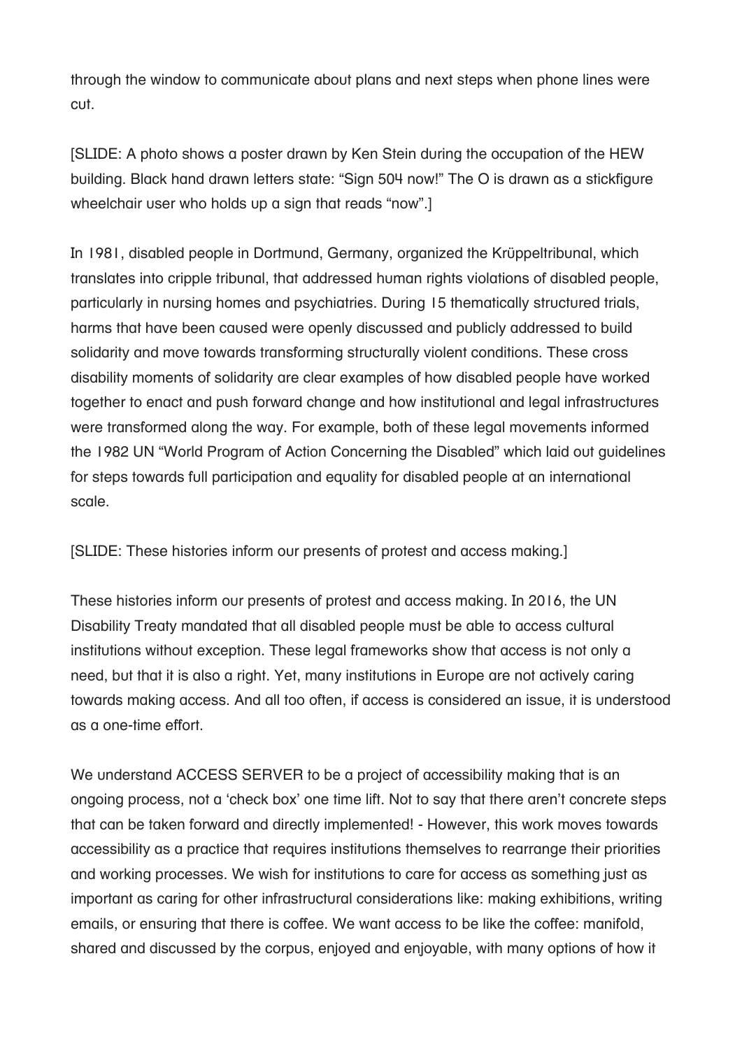through the window to communicate about plans and next steps when phone lines were cut.

[SLIDE: A photo shows a poster drawn by Ken Stein during the occupation of the HEW building. Black hand drawn letters state: "Sign 504 now!" The O is drawn as a stickfigure wheelchair user who holds up a sign that reads "now".]

In 1981, disabled people in Dortmund, Germany, organized the Krüppeltribunal, which translates into cripple tribunal, that addressed human rights violations of disabled people, particularly in nursing homes and psychiatries. During 15 thematically structured trials, harms that have been caused were openly discussed and publicly addressed to build solidarity and move towards transforming structurally violent conditions. These cross disability moments of solidarity are clear examples of how disabled people have worked together to enact and push forward change and how institutional and legal infrastructures were transformed along the way. For example, both of these legal movements informed the 1982 UN "World Program of Action Concerning the Disabled" which laid out guidelines for steps towards full participation and equality for disabled people at an international scale.

[SLIDE: These histories inform our presents of protest and access making.]

These histories inform our presents of protest and access making. In 2016, the UN Disability Treaty mandated that all disabled people must be able to access cultural institutions without exception. These legal frameworks show that access is not only a need, but that it is also a right. Yet, many institutions in Europe are not actively caring towards making access. And all too often, if access is considered an issue, it is understood as a one-time effort.

We understand ACCESS SERVER to be a project of accessibility making that is an ongoing process, not a 'check box' one time lift. Not to say that there aren't concrete steps that can be taken forward and directly implemented! - However, this work moves towards accessibility as a practice that requires institutions themselves to rearrange their priorities and working processes. We wish for institutions to care for access as something just as important as caring for other infrastructural considerations like: making exhibitions, writing emails, or ensuring that there is coffee. We want access to be like the coffee: manifold, shared and discussed by the corpus, enjoyed and enjoyable, with many options of how it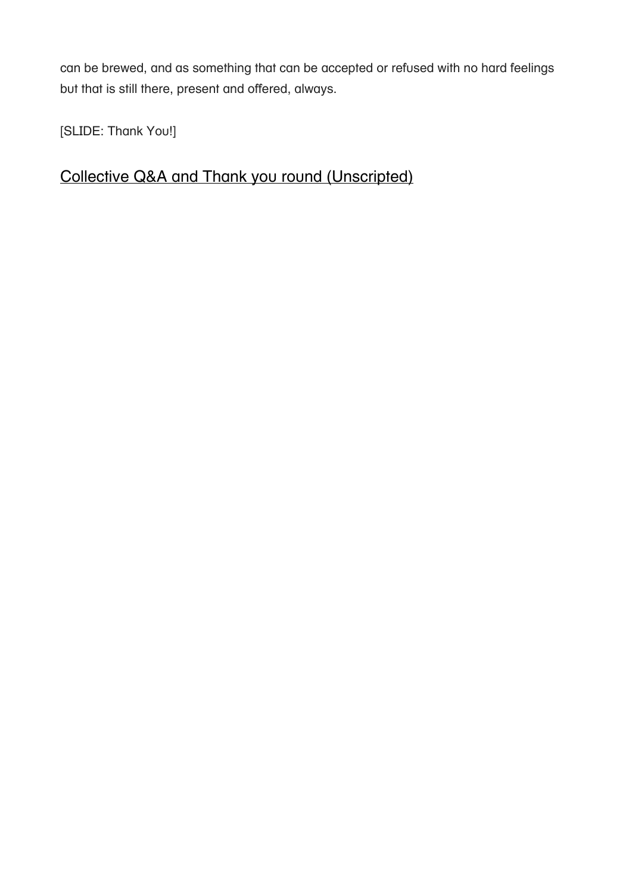can be brewed, and as something that can be accepted or refused with no hard feelings but that is still there, present and offered, always.

[SLIDE: Thank You!]

## Collective Q&A and Thank you round (Unscripted)